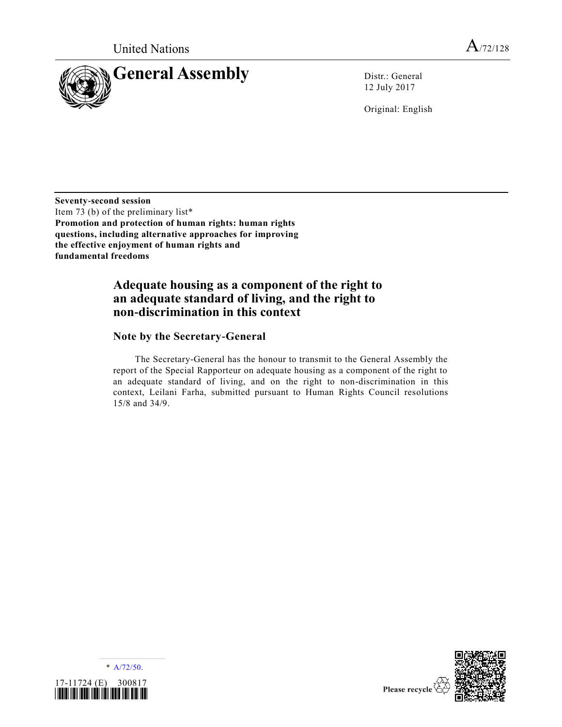United Nations

A/72/128

# General Assembly

Distr.: General
12 July 2017

Original: English

**Seventy-second session**
Item 73 (b) of the preliminary list*
**Promotion and protection of human rights: human rights questions, including alternative approaches for improving the effective enjoyment of human rights and fundamental freedoms**

## Adequate housing as a component of the right to an adequate standard of living, and the right to non-discrimination in this context

### Note by the Secretary-General

The Secretary-General has the honour to transmit to the General Assembly the report of the Special Rapporteur on adequate housing as a component of the right to an adequate standard of living, and on the right to non-discrimination in this context, Leilani Farha, submitted pursuant to Human Rights Council resolutions 15/8 and 34/9.

\* A/72/50.

17-11724 (E) 300817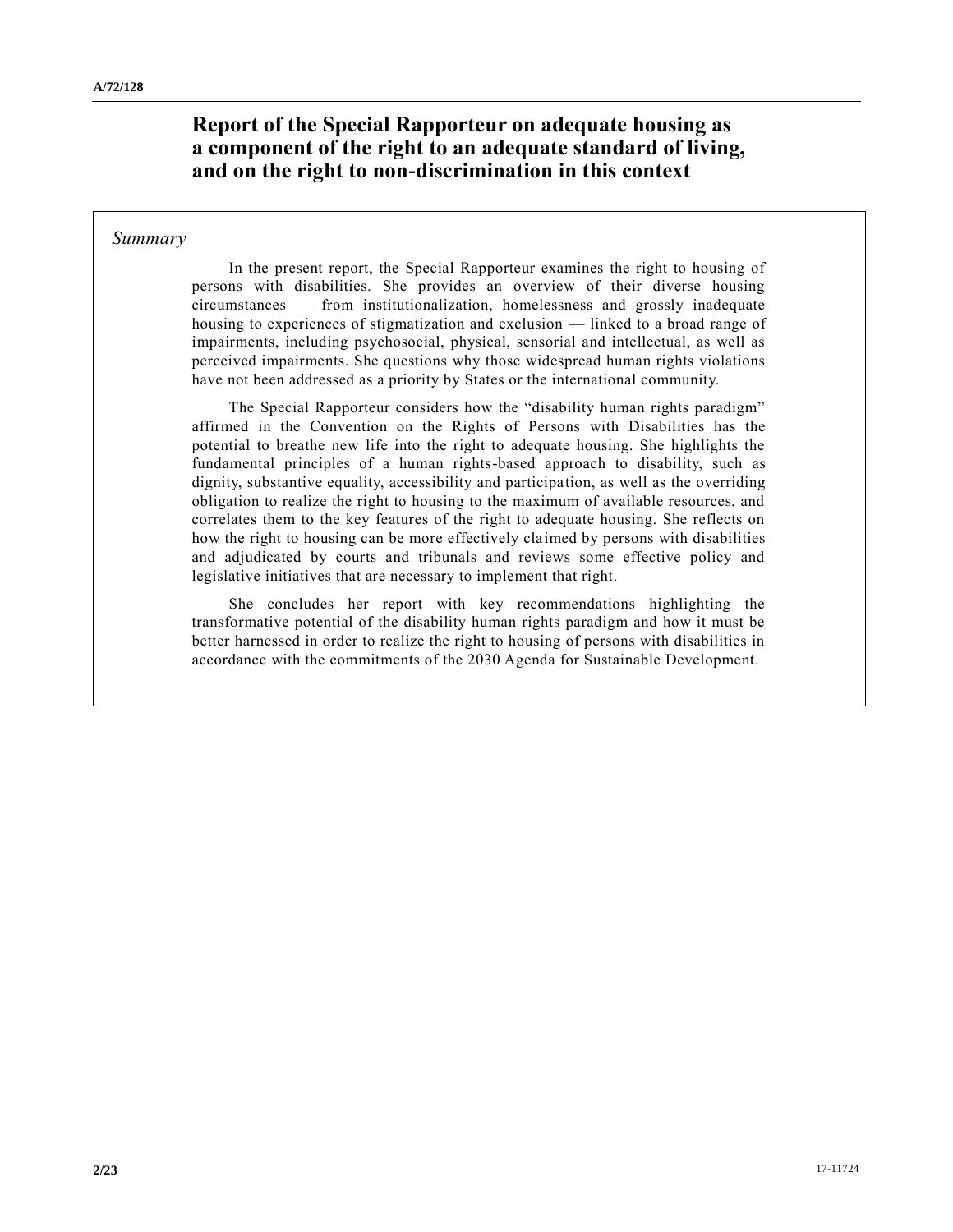# Report of the Special Rapporteur on adequate housing as a component of the right to an adequate standard of living, and on the right to non-discrimination in this context

*Summary*

In the present report, the Special Rapporteur examines the right to housing of persons with disabilities. She provides an overview of their diverse housing circumstances — from institutionalization, homelessness and grossly inadequate housing to experiences of stigmatization and exclusion — linked to a broad range of impairments, including psychosocial, physical, sensorial and intellectual, as well as perceived impairments. She questions why those widespread human rights violations have not been addressed as a priority by States or the international community.

The Special Rapporteur considers how the "disability human rights paradigm" affirmed in the Convention on the Rights of Persons with Disabilities has the potential to breathe new life into the right to adequate housing. She highlights the fundamental principles of a human rights-based approach to disability, such as dignity, substantive equality, accessibility and participation, as well as the overriding obligation to realize the right to housing to the maximum of available resources, and correlates them to the key features of the right to adequate housing. She reflects on how the right to housing can be more effectively claimed by persons with disabilities and adjudicated by courts and tribunals and reviews some effective policy and legislative initiatives that are necessary to implement that right.

She concludes her report with key recommendations highlighting the transformative potential of the disability human rights paradigm and how it must be better harnessed in order to realize the right to housing of persons with disabilities in accordance with the commitments of the 2030 Agenda for Sustainable Development.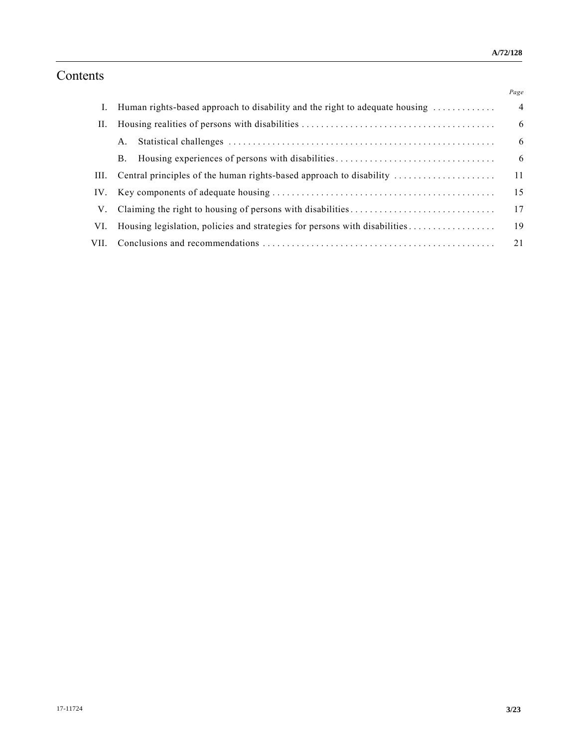# Contents

| | | Page |
|---|---|---|
| I. | Human rights-based approach to disability and the right to adequate housing | 4 |
| II. | Housing realities of persons with disabilities | 6 |
| | A. Statistical challenges | 6 |
| | B. Housing experiences of persons with disabilities | 6 |
| III. | Central principles of the human rights-based approach to disability | 11 |
| IV. | Key components of adequate housing | 15 |
| V. | Claiming the right to housing of persons with disabilities | 17 |
| VI. | Housing legislation, policies and strategies for persons with disabilities | 19 |
| VII. | Conclusions and recommendations | 21 |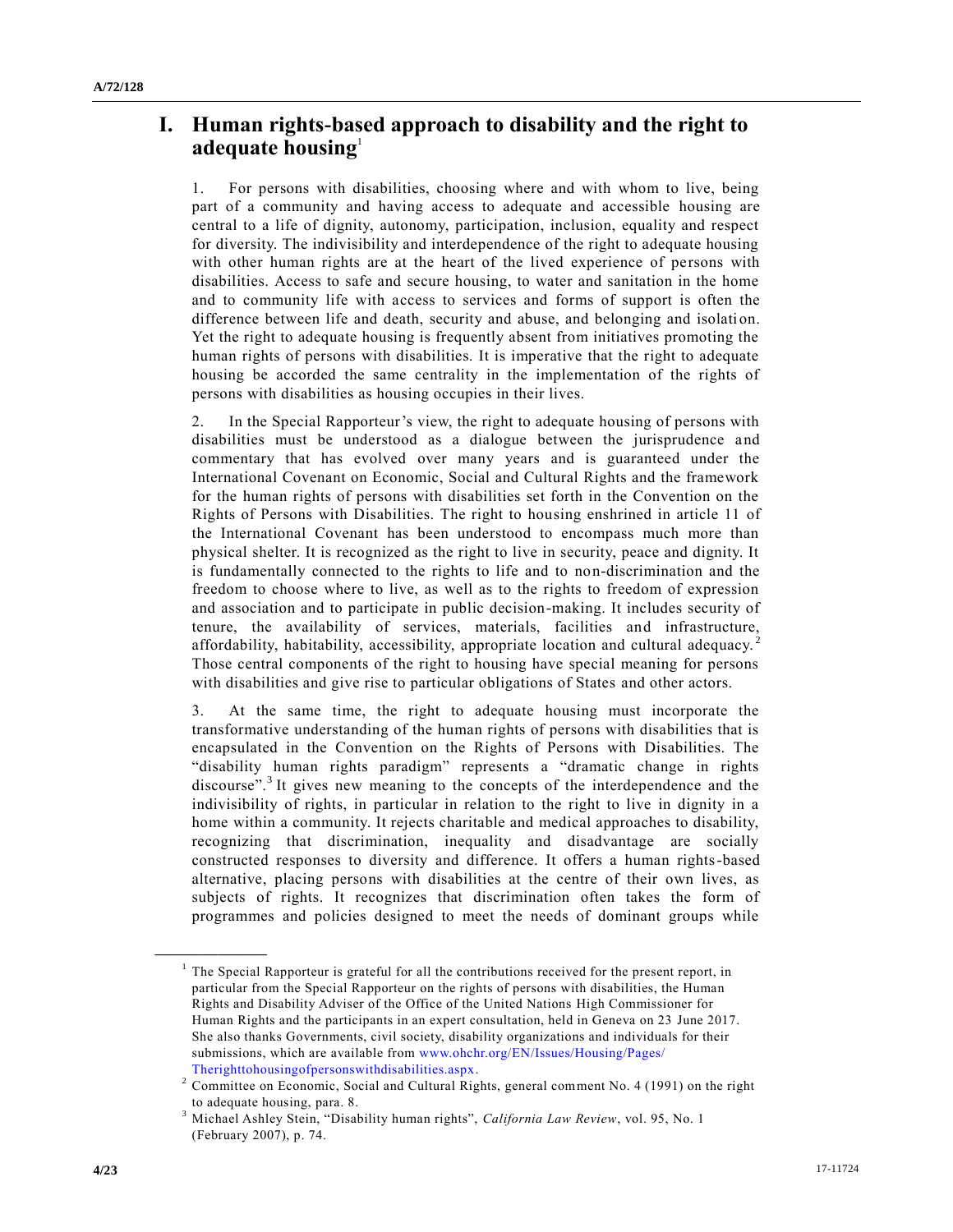# I. Human rights-based approach to disability and the right to adequate housing[1]

1. For persons with disabilities, choosing where and with whom to live, being part of a community and having access to adequate and accessible housing are central to a life of dignity, autonomy, participation, inclusion, equality and respect for diversity. The indivisibility and interdependence of the right to adequate housing with other human rights are at the heart of the lived experience of persons with disabilities. Access to safe and secure housing, to water and sanitation in the home and to community life with access to services and forms of support is often the difference between life and death, security and abuse, and belonging and isolation. Yet the right to adequate housing is frequently absent from initiatives promoting the human rights of persons with disabilities. It is imperative that the right to adequate housing be accorded the same centrality in the implementation of the rights of persons with disabilities as housing occupies in their lives.

2. In the Special Rapporteur's view, the right to adequate housing of persons with disabilities must be understood as a dialogue between the jurisprudence and commentary that has evolved over many years and is guaranteed under the International Covenant on Economic, Social and Cultural Rights and the framework for the human rights of persons with disabilities set forth in the Convention on the Rights of Persons with Disabilities. The right to housing enshrined in article 11 of the International Covenant has been understood to encompass much more than physical shelter. It is recognized as the right to live in security, peace and dignity. It is fundamentally connected to the rights to life and to non-discrimination and the freedom to choose where to live, as well as to the rights to freedom of expression and association and to participate in public decision-making. It includes security of tenure, the availability of services, materials, facilities and infrastructure, affordability, habitability, accessibility, appropriate location and cultural adequacy.[2] Those central components of the right to housing have special meaning for persons with disabilities and give rise to particular obligations of States and other actors.

3. At the same time, the right to adequate housing must incorporate the transformative understanding of the human rights of persons with disabilities that is encapsulated in the Convention on the Rights of Persons with Disabilities. The "disability human rights paradigm" represents a "dramatic change in rights discourse".[3] It gives new meaning to the concepts of the interdependence and the indivisibility of rights, in particular in relation to the right to live in dignity in a home within a community. It rejects charitable and medical approaches to disability, recognizing that discrimination, inequality and disadvantage are socially constructed responses to diversity and difference. It offers a human rights-based alternative, placing persons with disabilities at the centre of their own lives, as subjects of rights. It recognizes that discrimination often takes the form of programmes and policies designed to meet the needs of dominant groups while

---

[1] The Special Rapporteur is grateful for all the contributions received for the present report, in particular from the Special Rapporteur on the rights of persons with disabilities, the Human Rights and Disability Adviser of the Office of the United Nations High Commissioner for Human Rights and the participants in an expert consultation, held in Geneva on 23 June 2017. She also thanks Governments, civil society, disability organizations and individuals for their submissions, which are available from www.ohchr.org/EN/Issues/Housing/Pages/Therighttohousingofpersonswithdisabilities.aspx.

[2] Committee on Economic, Social and Cultural Rights, general comment No. 4 (1991) on the right to adequate housing, para. 8.

[3] Michael Ashley Stein, "Disability human rights", *California Law Review*, vol. 95, No. 1 (February 2007), p. 74.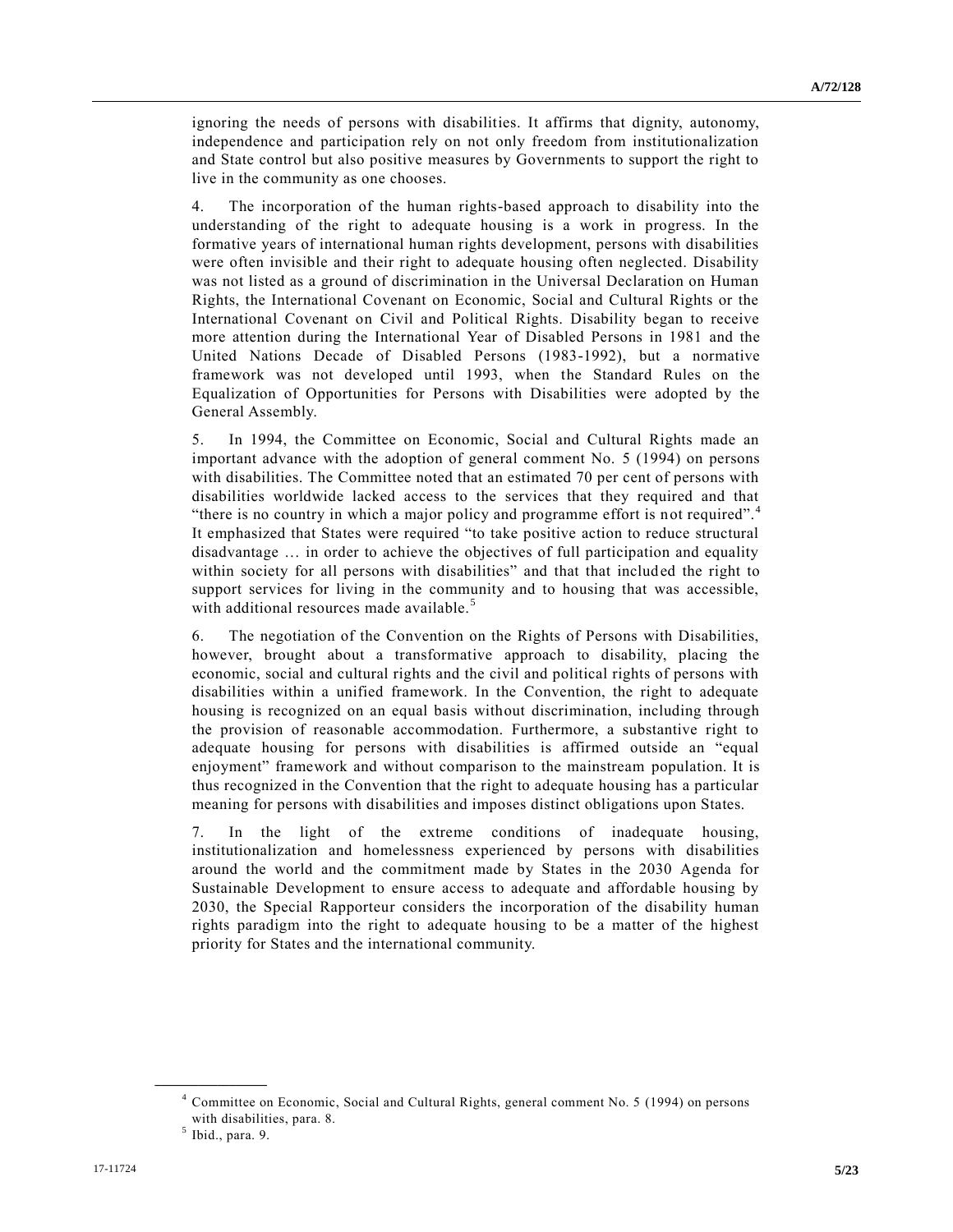ignoring the needs of persons with disabilities. It affirms that dignity, autonomy, independence and participation rely on not only freedom from institutionalization and State control but also positive measures by Governments to support the right to live in the community as one chooses.

4. The incorporation of the human rights-based approach to disability into the understanding of the right to adequate housing is a work in progress. In the formative years of international human rights development, persons with disabilities were often invisible and their right to adequate housing often neglected. Disability was not listed as a ground of discrimination in the Universal Declaration on Human Rights, the International Covenant on Economic, Social and Cultural Rights or the International Covenant on Civil and Political Rights. Disability began to receive more attention during the International Year of Disabled Persons in 1981 and the United Nations Decade of Disabled Persons (1983-1992), but a normative framework was not developed until 1993, when the Standard Rules on the Equalization of Opportunities for Persons with Disabilities were adopted by the General Assembly.

5. In 1994, the Committee on Economic, Social and Cultural Rights made an important advance with the adoption of general comment No. 5 (1994) on persons with disabilities. The Committee noted that an estimated 70 per cent of persons with disabilities worldwide lacked access to the services that they required and that "there is no country in which a major policy and programme effort is not required".[4] It emphasized that States were required "to take positive action to reduce structural disadvantage … in order to achieve the objectives of full participation and equality within society for all persons with disabilities" and that that included the right to support services for living in the community and to housing that was accessible, with additional resources made available.[5]

6. The negotiation of the Convention on the Rights of Persons with Disabilities, however, brought about a transformative approach to disability, placing the economic, social and cultural rights and the civil and political rights of persons with disabilities within a unified framework. In the Convention, the right to adequate housing is recognized on an equal basis without discrimination, including through the provision of reasonable accommodation. Furthermore, a substantive right to adequate housing for persons with disabilities is affirmed outside an "equal enjoyment" framework and without comparison to the mainstream population. It is thus recognized in the Convention that the right to adequate housing has a particular meaning for persons with disabilities and imposes distinct obligations upon States.

7. In the light of the extreme conditions of inadequate housing, institutionalization and homelessness experienced by persons with disabilities around the world and the commitment made by States in the 2030 Agenda for Sustainable Development to ensure access to adequate and affordable housing by 2030, the Special Rapporteur considers the incorporation of the disability human rights paradigm into the right to adequate housing to be a matter of the highest priority for States and the international community.

---

[4] Committee on Economic, Social and Cultural Rights, general comment No. 5 (1994) on persons with disabilities, para. 8.

[5] Ibid., para. 9.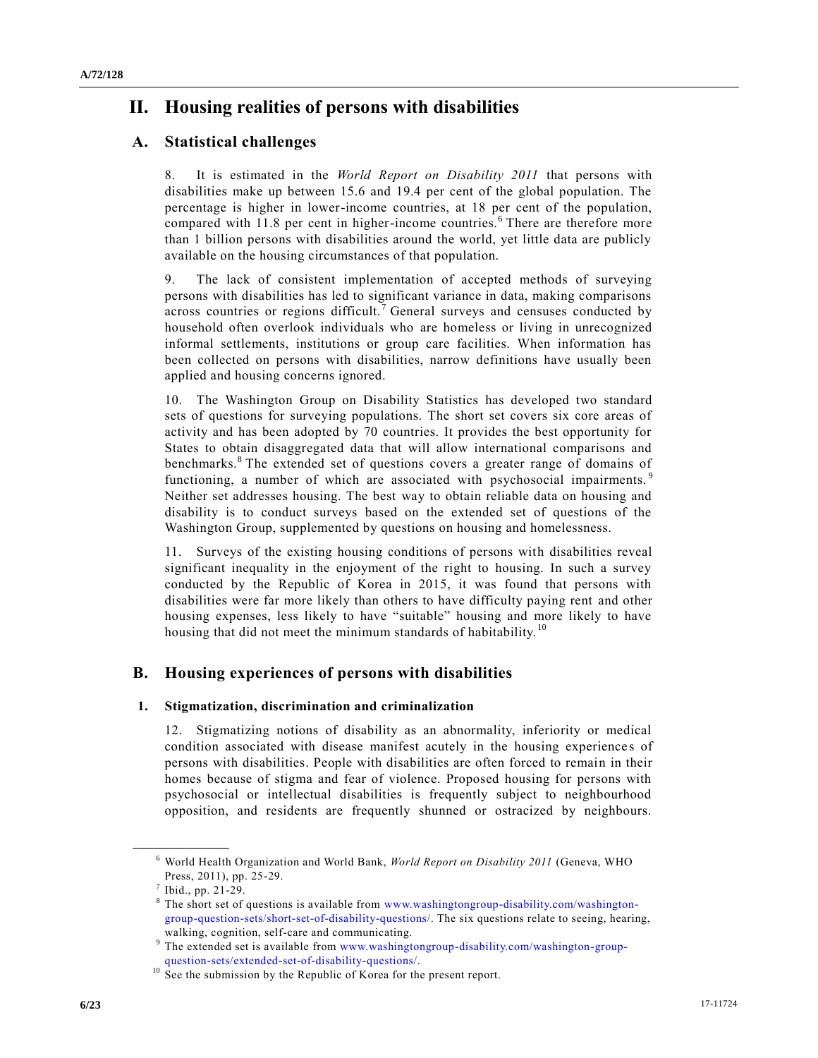# II. Housing realities of persons with disabilities

## A. Statistical challenges

8. It is estimated in the *World Report on Disability 2011* that persons with disabilities make up between 15.6 and 19.4 per cent of the global population. The percentage is higher in lower-income countries, at 18 per cent of the population, compared with 11.8 per cent in higher-income countries.[6] There are therefore more than 1 billion persons with disabilities around the world, yet little data are publicly available on the housing circumstances of that population.

9. The lack of consistent implementation of accepted methods of surveying persons with disabilities has led to significant variance in data, making comparisons across countries or regions difficult.[7] General surveys and censuses conducted by household often overlook individuals who are homeless or living in unrecognized informal settlements, institutions or group care facilities. When information has been collected on persons with disabilities, narrow definitions have usually been applied and housing concerns ignored.

10. The Washington Group on Disability Statistics has developed two standard sets of questions for surveying populations. The short set covers six core areas of activity and has been adopted by 70 countries. It provides the best opportunity for States to obtain disaggregated data that will allow international comparisons and benchmarks.[8] The extended set of questions covers a greater range of domains of functioning, a number of which are associated with psychosocial impairments.[9] Neither set addresses housing. The best way to obtain reliable data on housing and disability is to conduct surveys based on the extended set of questions of the Washington Group, supplemented by questions on housing and homelessness.

11. Surveys of the existing housing conditions of persons with disabilities reveal significant inequality in the enjoyment of the right to housing. In such a survey conducted by the Republic of Korea in 2015, it was found that persons with disabilities were far more likely than others to have difficulty paying rent and other housing expenses, less likely to have "suitable" housing and more likely to have housing that did not meet the minimum standards of habitability.[10]

## B. Housing experiences of persons with disabilities

### 1. Stigmatization, discrimination and criminalization

12. Stigmatizing notions of disability as an abnormality, inferiority or medical condition associated with disease manifest acutely in the housing experiences of persons with disabilities. People with disabilities are often forced to remain in their homes because of stigma and fear of violence. Proposed housing for persons with psychosocial or intellectual disabilities is frequently subject to neighbourhood opposition, and residents are frequently shunned or ostracized by neighbours.

---

[6] World Health Organization and World Bank, *World Report on Disability 2011* (Geneva, WHO Press, 2011), pp. 25-29.

[7] Ibid., pp. 21-29.

[8] The short set of questions is available from www.washingtongroup-disability.com/washington-group-question-sets/short-set-of-disability-questions/. The six questions relate to seeing, hearing, walking, cognition, self-care and communicating.

[9] The extended set is available from www.washingtongroup-disability.com/washington-group-question-sets/extended-set-of-disability-questions/.

[10] See the submission by the Republic of Korea for the present report.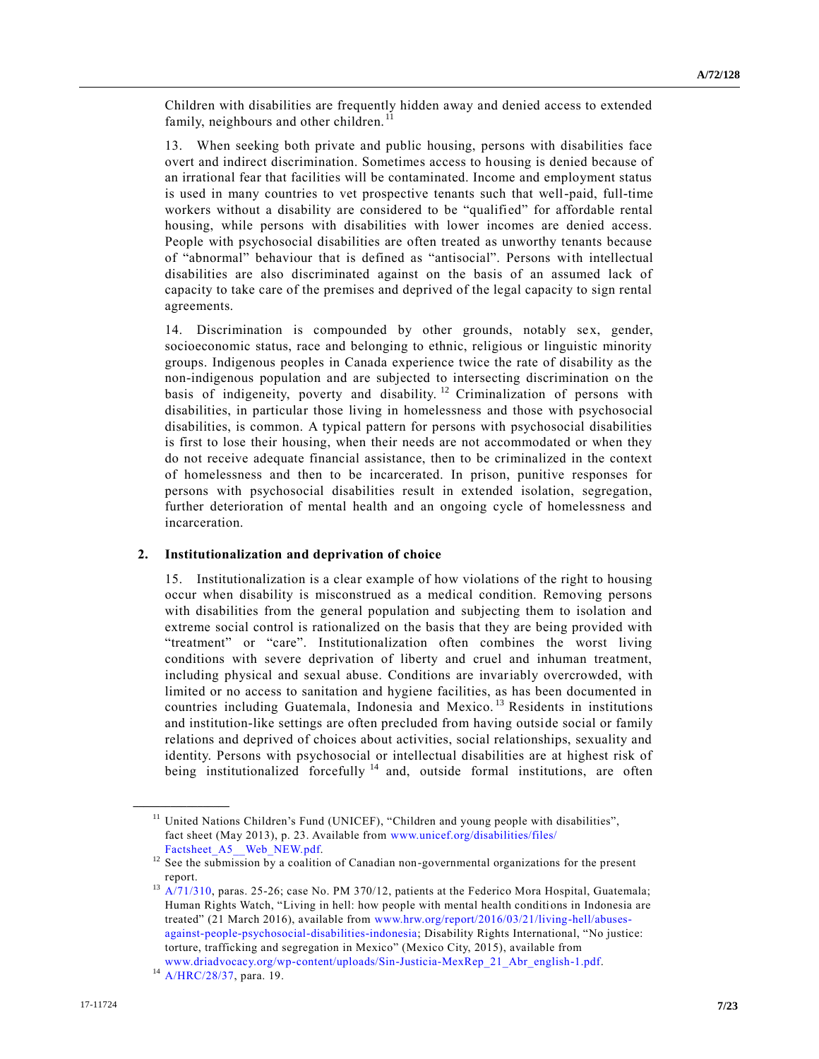Children with disabilities are frequently hidden away and denied access to extended family, neighbours and other children.[11]

13. When seeking both private and public housing, persons with disabilities face overt and indirect discrimination. Sometimes access to housing is denied because of an irrational fear that facilities will be contaminated. Income and employment status is used in many countries to vet prospective tenants such that well-paid, full-time workers without a disability are considered to be "qualified" for affordable rental housing, while persons with disabilities with lower incomes are denied access. People with psychosocial disabilities are often treated as unworthy tenants because of "abnormal" behaviour that is defined as "antisocial". Persons with intellectual disabilities are also discriminated against on the basis of an assumed lack of capacity to take care of the premises and deprived of the legal capacity to sign rental agreements.

14. Discrimination is compounded by other grounds, notably sex, gender, socioeconomic status, race and belonging to ethnic, religious or linguistic minority groups. Indigenous peoples in Canada experience twice the rate of disability as the non-indigenous population and are subjected to intersecting discrimination on the basis of indigeneity, poverty and disability.[12] Criminalization of persons with disabilities, in particular those living in homelessness and those with psychosocial disabilities, is common. A typical pattern for persons with psychosocial disabilities is first to lose their housing, when their needs are not accommodated or when they do not receive adequate financial assistance, then to be criminalized in the context of homelessness and then to be incarcerated. In prison, punitive responses for persons with psychosocial disabilities result in extended isolation, segregation, further deterioration of mental health and an ongoing cycle of homelessness and incarceration.

## 2. Institutionalization and deprivation of choice

15. Institutionalization is a clear example of how violations of the right to housing occur when disability is misconstrued as a medical condition. Removing persons with disabilities from the general population and subjecting them to isolation and extreme social control is rationalized on the basis that they are being provided with "treatment" or "care". Institutionalization often combines the worst living conditions with severe deprivation of liberty and cruel and inhuman treatment, including physical and sexual abuse. Conditions are invariably overcrowded, with limited or no access to sanitation and hygiene facilities, as has been documented in countries including Guatemala, Indonesia and Mexico.[13] Residents in institutions and institution-like settings are often precluded from having outside social or family relations and deprived of choices about activities, social relationships, sexuality and identity. Persons with psychosocial or intellectual disabilities are at highest risk of being institutionalized forcefully[14] and, outside formal institutions, are often

---

[11] United Nations Children's Fund (UNICEF), "Children and young people with disabilities", fact sheet (May 2013), p. 23. Available from www.unicef.org/disabilities/files/Factsheet_A5__Web_NEW.pdf.

[12] See the submission by a coalition of Canadian non-governmental organizations for the present report.

[13] A/71/310, paras. 25-26; case No. PM 370/12, patients at the Federico Mora Hospital, Guatemala; Human Rights Watch, "Living in hell: how people with mental health conditions in Indonesia are treated" (21 March 2016), available from www.hrw.org/report/2016/03/21/living-hell/abuses-against-people-psychosocial-disabilities-indonesia; Disability Rights International, "No justice: torture, trafficking and segregation in Mexico" (Mexico City, 2015), available from www.driadvocacy.org/wp-content/uploads/Sin-Justicia-MexRep_21_Abr_english-1.pdf.

[14] A/HRC/28/37, para. 19.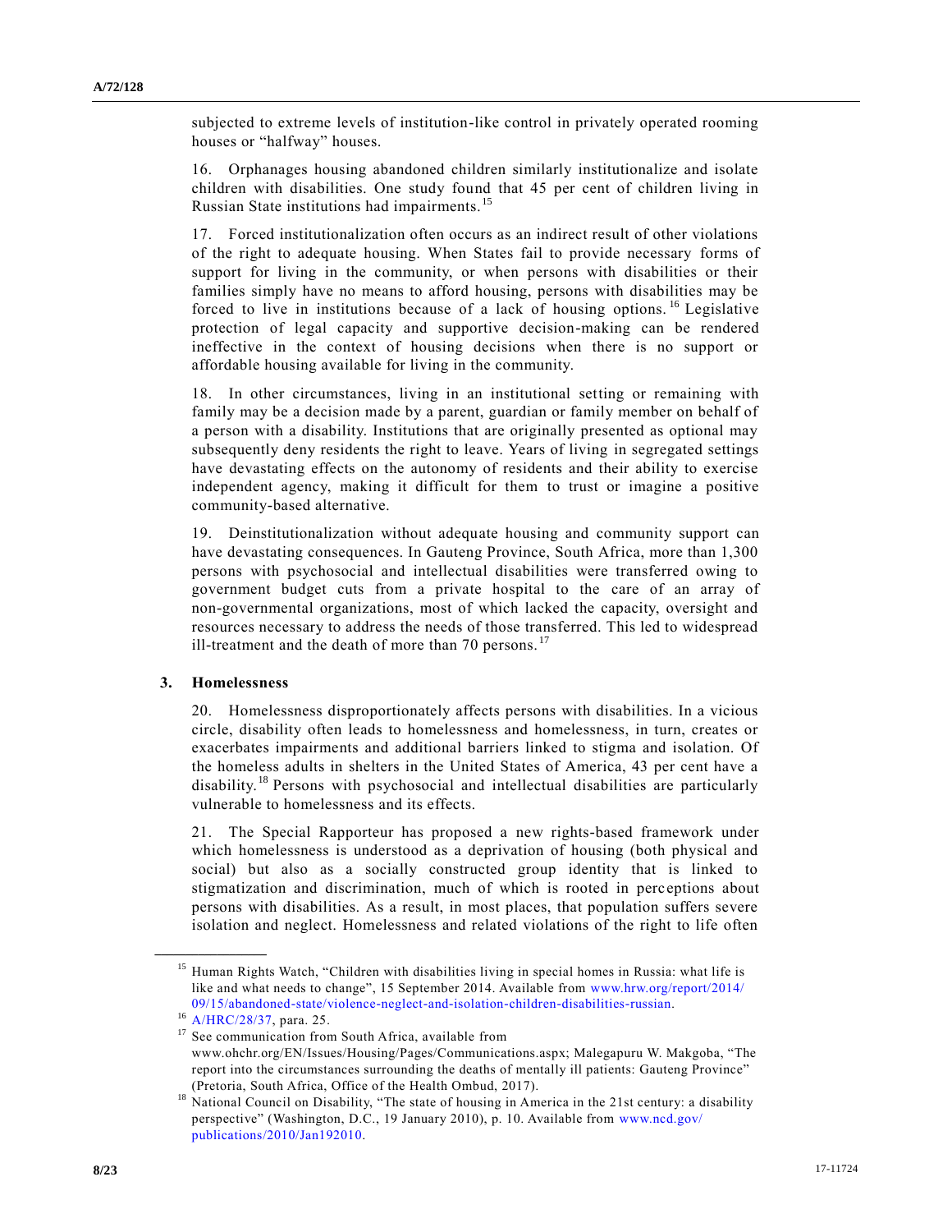subjected to extreme levels of institution-like control in privately operated rooming houses or "halfway" houses.

16. Orphanages housing abandoned children similarly institutionalize and isolate children with disabilities. One study found that 45 per cent of children living in Russian State institutions had impairments.[15]

17. Forced institutionalization often occurs as an indirect result of other violations of the right to adequate housing. When States fail to provide necessary forms of support for living in the community, or when persons with disabilities or their families simply have no means to afford housing, persons with disabilities may be forced to live in institutions because of a lack of housing options.[16] Legislative protection of legal capacity and supportive decision-making can be rendered ineffective in the context of housing decisions when there is no support or affordable housing available for living in the community.

18. In other circumstances, living in an institutional setting or remaining with family may be a decision made by a parent, guardian or family member on behalf of a person with a disability. Institutions that are originally presented as optional may subsequently deny residents the right to leave. Years of living in segregated settings have devastating effects on the autonomy of residents and their ability to exercise independent agency, making it difficult for them to trust or imagine a positive community-based alternative.

19. Deinstitutionalization without adequate housing and community support can have devastating consequences. In Gauteng Province, South Africa, more than 1,300 persons with psychosocial and intellectual disabilities were transferred owing to government budget cuts from a private hospital to the care of an array of non-governmental organizations, most of which lacked the capacity, oversight and resources necessary to address the needs of those transferred. This led to widespread ill-treatment and the death of more than 70 persons.[17]

### 3. Homelessness

20. Homelessness disproportionately affects persons with disabilities. In a vicious circle, disability often leads to homelessness and homelessness, in turn, creates or exacerbates impairments and additional barriers linked to stigma and isolation. Of the homeless adults in shelters in the United States of America, 43 per cent have a disability.[18] Persons with psychosocial and intellectual disabilities are particularly vulnerable to homelessness and its effects.

21. The Special Rapporteur has proposed a new rights-based framework under which homelessness is understood as a deprivation of housing (both physical and social) but also as a socially constructed group identity that is linked to stigmatization and discrimination, much of which is rooted in perceptions about persons with disabilities. As a result, in most places, that population suffers severe isolation and neglect. Homelessness and related violations of the right to life often

---

[15] Human Rights Watch, "Children with disabilities living in special homes in Russia: what life is like and what needs to change", 15 September 2014. Available from www.hrw.org/report/2014/09/15/abandoned-state/violence-neglect-and-isolation-children-disabilities-russian.

[16] A/HRC/28/37, para. 25.

[17] See communication from South Africa, available from www.ohchr.org/EN/Issues/Housing/Pages/Communications.aspx; Malegapuru W. Makgoba, "The report into the circumstances surrounding the deaths of mentally ill patients: Gauteng Province" (Pretoria, South Africa, Office of the Health Ombud, 2017).

[18] National Council on Disability, "The state of housing in America in the 21st century: a disability perspective" (Washington, D.C., 19 January 2010), p. 10. Available from www.ncd.gov/publications/2010/Jan192010.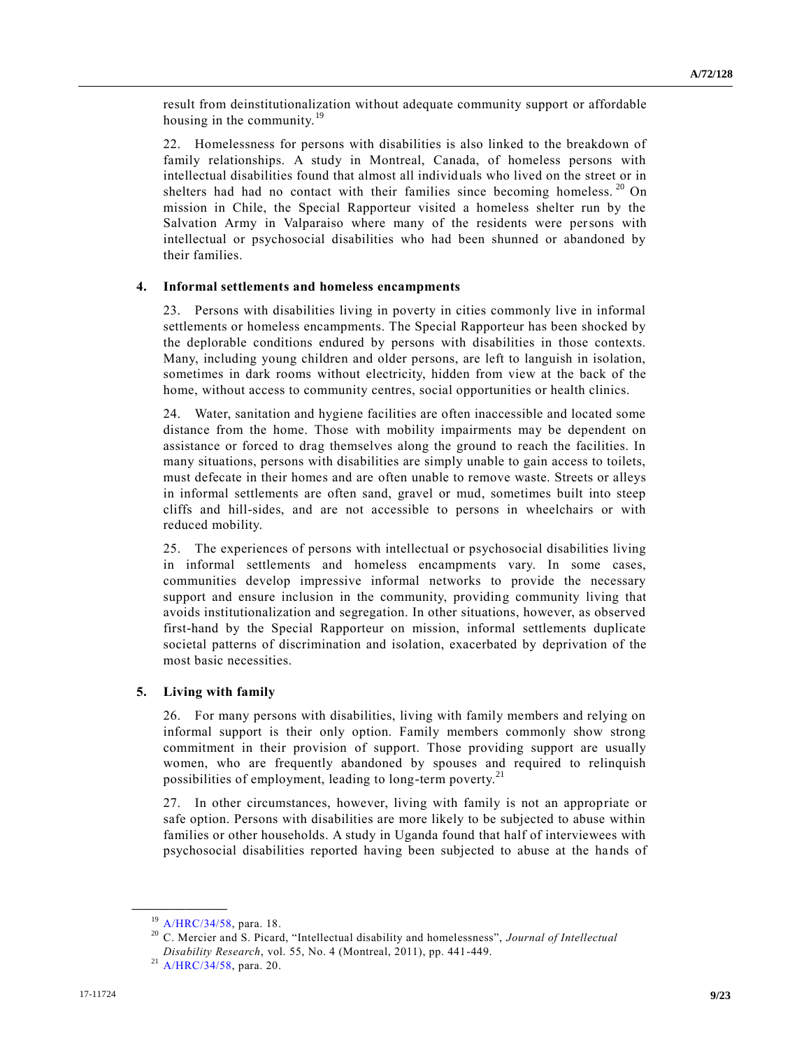result from deinstitutionalization without adequate community support or affordable housing in the community.[19]

22. Homelessness for persons with disabilities is also linked to the breakdown of family relationships. A study in Montreal, Canada, of homeless persons with intellectual disabilities found that almost all individuals who lived on the street or in shelters had had no contact with their families since becoming homeless.[20] On mission in Chile, the Special Rapporteur visited a homeless shelter run by the Salvation Army in Valparaiso where many of the residents were persons with intellectual or psychosocial disabilities who had been shunned or abandoned by their families.

### 4. Informal settlements and homeless encampments

23. Persons with disabilities living in poverty in cities commonly live in informal settlements or homeless encampments. The Special Rapporteur has been shocked by the deplorable conditions endured by persons with disabilities in those contexts. Many, including young children and older persons, are left to languish in isolation, sometimes in dark rooms without electricity, hidden from view at the back of the home, without access to community centres, social opportunities or health clinics.

24. Water, sanitation and hygiene facilities are often inaccessible and located some distance from the home. Those with mobility impairments may be dependent on assistance or forced to drag themselves along the ground to reach the facilities. In many situations, persons with disabilities are simply unable to gain access to toilets, must defecate in their homes and are often unable to remove waste. Streets or alleys in informal settlements are often sand, gravel or mud, sometimes built into steep cliffs and hill-sides, and are not accessible to persons in wheelchairs or with reduced mobility.

25. The experiences of persons with intellectual or psychosocial disabilities living in informal settlements and homeless encampments vary. In some cases, communities develop impressive informal networks to provide the necessary support and ensure inclusion in the community, providing community living that avoids institutionalization and segregation. In other situations, however, as observed first-hand by the Special Rapporteur on mission, informal settlements duplicate societal patterns of discrimination and isolation, exacerbated by deprivation of the most basic necessities.

### 5. Living with family

26. For many persons with disabilities, living with family members and relying on informal support is their only option. Family members commonly show strong commitment in their provision of support. Those providing support are usually women, who are frequently abandoned by spouses and required to relinquish possibilities of employment, leading to long-term poverty.[21]

27. In other circumstances, however, living with family is not an appropriate or safe option. Persons with disabilities are more likely to be subjected to abuse within families or other households. A study in Uganda found that half of interviewees with psychosocial disabilities reported having been subjected to abuse at the hands of

---

[19] A/HRC/34/58, para. 18.

[20] C. Mercier and S. Picard, "Intellectual disability and homelessness", *Journal of Intellectual Disability Research*, vol. 55, No. 4 (Montreal, 2011), pp. 441-449.

[21] A/HRC/34/58, para. 20.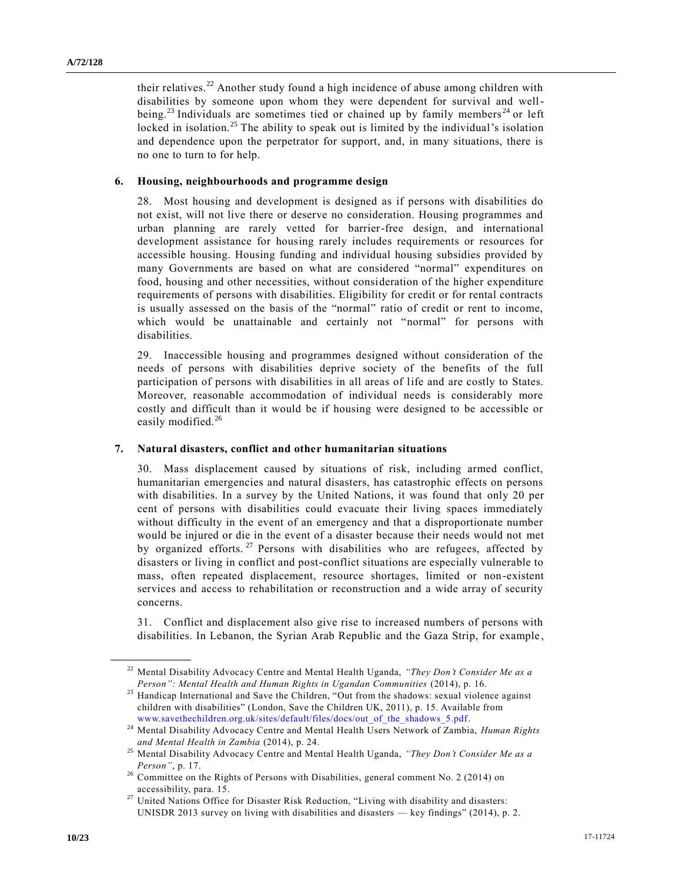their relatives.[22] Another study found a high incidence of abuse among children with disabilities by someone upon whom they were dependent for survival and well-being.[23] Individuals are sometimes tied or chained up by family members[24] or left locked in isolation.[25] The ability to speak out is limited by the individual's isolation and dependence upon the perpetrator for support, and, in many situations, there is no one to turn to for help.

### 6. Housing, neighbourhoods and programme design

28. Most housing and development is designed as if persons with disabilities do not exist, will not live there or deserve no consideration. Housing programmes and urban planning are rarely vetted for barrier-free design, and international development assistance for housing rarely includes requirements or resources for accessible housing. Housing funding and individual housing subsidies provided by many Governments are based on what are considered "normal" expenditures on food, housing and other necessities, without consideration of the higher expenditure requirements of persons with disabilities. Eligibility for credit or for rental contracts is usually assessed on the basis of the "normal" ratio of credit or rent to income, which would be unattainable and certainly not "normal" for persons with disabilities.

29. Inaccessible housing and programmes designed without consideration of the needs of persons with disabilities deprive society of the benefits of the full participation of persons with disabilities in all areas of life and are costly to States. Moreover, reasonable accommodation of individual needs is considerably more costly and difficult than it would be if housing were designed to be accessible or easily modified.[26]

### 7. Natural disasters, conflict and other humanitarian situations

30. Mass displacement caused by situations of risk, including armed conflict, humanitarian emergencies and natural disasters, has catastrophic effects on persons with disabilities. In a survey by the United Nations, it was found that only 20 per cent of persons with disabilities could evacuate their living spaces immediately without difficulty in the event of an emergency and that a disproportionate number would be injured or die in the event of a disaster because their needs would not met by organized efforts.[27] Persons with disabilities who are refugees, affected by disasters or living in conflict and post-conflict situations are especially vulnerable to mass, often repeated displacement, resource shortages, limited or non-existent services and access to rehabilitation or reconstruction and a wide array of security concerns.

31. Conflict and displacement also give rise to increased numbers of persons with disabilities. In Lebanon, the Syrian Arab Republic and the Gaza Strip, for example,

---

[22] Mental Disability Advocacy Centre and Mental Health Uganda, *"They Don't Consider Me as a Person": Mental Health and Human Rights in Ugandan Communities* (2014), p. 16.

[23] Handicap International and Save the Children, "Out from the shadows: sexual violence against children with disabilities" (London, Save the Children UK, 2011), p. 15. Available from www.savethechildren.org.uk/sites/default/files/docs/out_of_the_shadows_5.pdf.

[24] Mental Disability Advocacy Centre and Mental Health Users Network of Zambia, *Human Rights and Mental Health in Zambia* (2014), p. 24.

[25] Mental Disability Advocacy Centre and Mental Health Uganda, *"They Don't Consider Me as a Person"*, p. 17.

[26] Committee on the Rights of Persons with Disabilities, general comment No. 2 (2014) on accessibility, para. 15.

[27] United Nations Office for Disaster Risk Reduction, "Living with disability and disasters: UNISDR 2013 survey on living with disabilities and disasters — key findings" (2014), p. 2.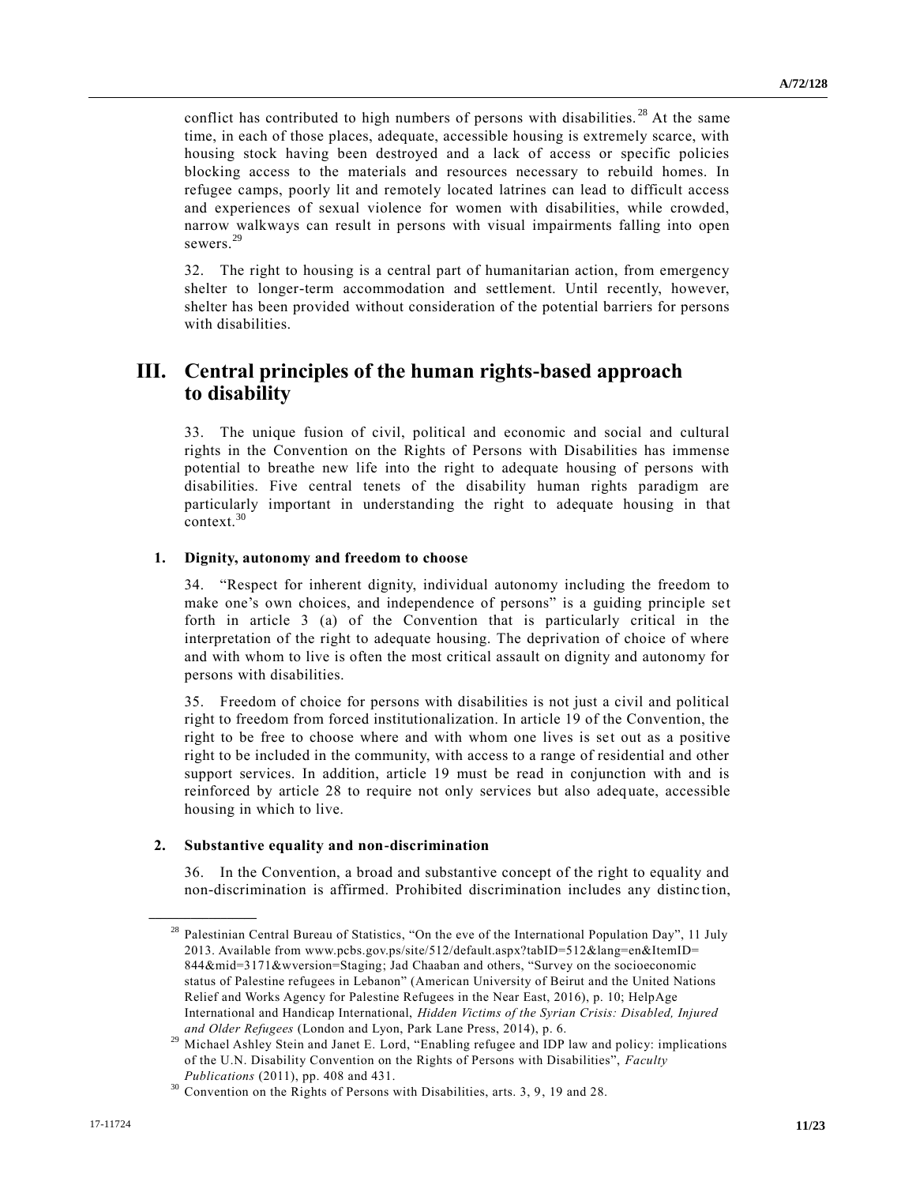conflict has contributed to high numbers of persons with disabilities.[28] At the same time, in each of those places, adequate, accessible housing is extremely scarce, with housing stock having been destroyed and a lack of access or specific policies blocking access to the materials and resources necessary to rebuild homes. In refugee camps, poorly lit and remotely located latrines can lead to difficult access and experiences of sexual violence for women with disabilities, while crowded, narrow walkways can result in persons with visual impairments falling into open sewers.[29]

32. The right to housing is a central part of humanitarian action, from emergency shelter to longer-term accommodation and settlement. Until recently, however, shelter has been provided without consideration of the potential barriers for persons with disabilities.

# III. Central principles of the human rights-based approach to disability

33. The unique fusion of civil, political and economic and social and cultural rights in the Convention on the Rights of Persons with Disabilities has immense potential to breathe new life into the right to adequate housing of persons with disabilities. Five central tenets of the disability human rights paradigm are particularly important in understanding the right to adequate housing in that context.[30]

### 1. Dignity, autonomy and freedom to choose

34. "Respect for inherent dignity, individual autonomy including the freedom to make one's own choices, and independence of persons" is a guiding principle set forth in article 3 (a) of the Convention that is particularly critical in the interpretation of the right to adequate housing. The deprivation of choice of where and with whom to live is often the most critical assault on dignity and autonomy for persons with disabilities.

35. Freedom of choice for persons with disabilities is not just a civil and political right to freedom from forced institutionalization. In article 19 of the Convention, the right to be free to choose where and with whom one lives is set out as a positive right to be included in the community, with access to a range of residential and other support services. In addition, article 19 must be read in conjunction with and is reinforced by article 28 to require not only services but also adequate, accessible housing in which to live.

### 2. Substantive equality and non-discrimination

36. In the Convention, a broad and substantive concept of the right to equality and non-discrimination is affirmed. Prohibited discrimination includes any distinction,

---

[28] Palestinian Central Bureau of Statistics, "On the eve of the International Population Day", 11 July 2013. Available from www.pcbs.gov.ps/site/512/default.aspx?tabID=512&lang=en&ItemID=844&mid=3171&wversion=Staging; Jad Chaaban and others, "Survey on the socioeconomic status of Palestine refugees in Lebanon" (American University of Beirut and the United Nations Relief and Works Agency for Palestine Refugees in the Near East, 2016), p. 10; HelpAge International and Handicap International, *Hidden Victims of the Syrian Crisis: Disabled, Injured and Older Refugees* (London and Lyon, Park Lane Press, 2014), p. 6.

[29] Michael Ashley Stein and Janet E. Lord, "Enabling refugee and IDP law and policy: implications of the U.N. Disability Convention on the Rights of Persons with Disabilities", *Faculty Publications* (2011), pp. 408 and 431.

[30] Convention on the Rights of Persons with Disabilities, arts. 3, 9, 19 and 28.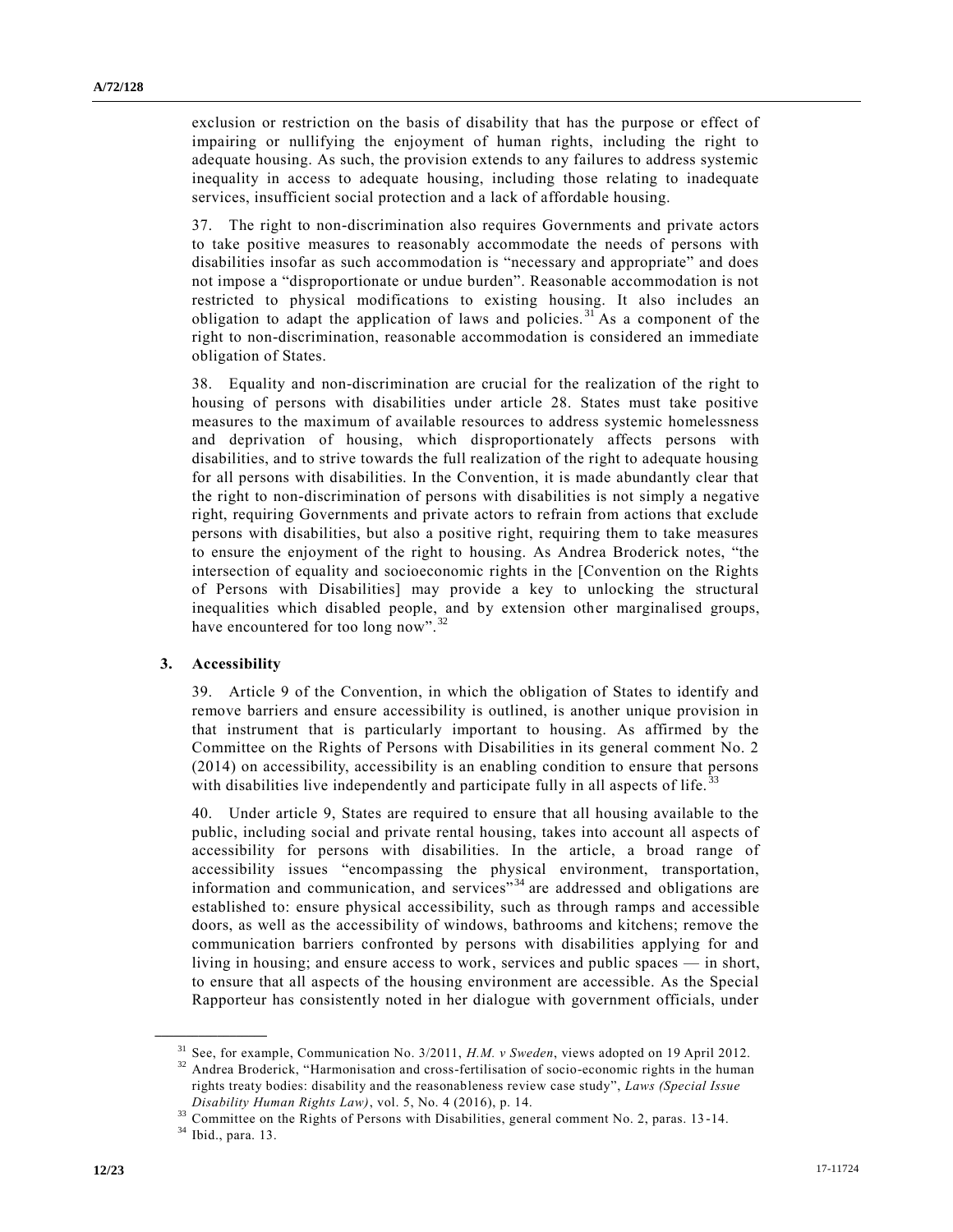exclusion or restriction on the basis of disability that has the purpose or effect of impairing or nullifying the enjoyment of human rights, including the right to adequate housing. As such, the provision extends to any failures to address systemic inequality in access to adequate housing, including those relating to inadequate services, insufficient social protection and a lack of affordable housing.

37. The right to non-discrimination also requires Governments and private actors to take positive measures to reasonably accommodate the needs of persons with disabilities insofar as such accommodation is "necessary and appropriate" and does not impose a "disproportionate or undue burden". Reasonable accommodation is not restricted to physical modifications to existing housing. It also includes an obligation to adapt the application of laws and policies.[31] As a component of the right to non-discrimination, reasonable accommodation is considered an immediate obligation of States.

38. Equality and non-discrimination are crucial for the realization of the right to housing of persons with disabilities under article 28. States must take positive measures to the maximum of available resources to address systemic homelessness and deprivation of housing, which disproportionately affects persons with disabilities, and to strive towards the full realization of the right to adequate housing for all persons with disabilities. In the Convention, it is made abundantly clear that the right to non-discrimination of persons with disabilities is not simply a negative right, requiring Governments and private actors to refrain from actions that exclude persons with disabilities, but also a positive right, requiring them to take measures to ensure the enjoyment of the right to housing. As Andrea Broderick notes, "the intersection of equality and socioeconomic rights in the [Convention on the Rights of Persons with Disabilities] may provide a key to unlocking the structural inequalities which disabled people, and by extension other marginalised groups, have encountered for too long now".[32]

### 3. Accessibility

39. Article 9 of the Convention, in which the obligation of States to identify and remove barriers and ensure accessibility is outlined, is another unique provision in that instrument that is particularly important to housing. As affirmed by the Committee on the Rights of Persons with Disabilities in its general comment No. 2 (2014) on accessibility, accessibility is an enabling condition to ensure that persons with disabilities live independently and participate fully in all aspects of life.[33]

40. Under article 9, States are required to ensure that all housing available to the public, including social and private rental housing, takes into account all aspects of accessibility for persons with disabilities. In the article, a broad range of accessibility issues "encompassing the physical environment, transportation, information and communication, and services"[34] are addressed and obligations are established to: ensure physical accessibility, such as through ramps and accessible doors, as well as the accessibility of windows, bathrooms and kitchens; remove the communication barriers confronted by persons with disabilities applying for and living in housing; and ensure access to work, services and public spaces — in short, to ensure that all aspects of the housing environment are accessible. As the Special Rapporteur has consistently noted in her dialogue with government officials, under

---

[31] See, for example, Communication No. 3/2011, *H.M. v Sweden*, views adopted on 19 April 2012.

[32] Andrea Broderick, "Harmonisation and cross-fertilisation of socio-economic rights in the human rights treaty bodies: disability and the reasonableness review case study", *Laws (Special Issue Disability Human Rights Law)*, vol. 5, No. 4 (2016), p. 14.

[33] Committee on the Rights of Persons with Disabilities, general comment No. 2, paras. 13-14.

[34] Ibid., para. 13.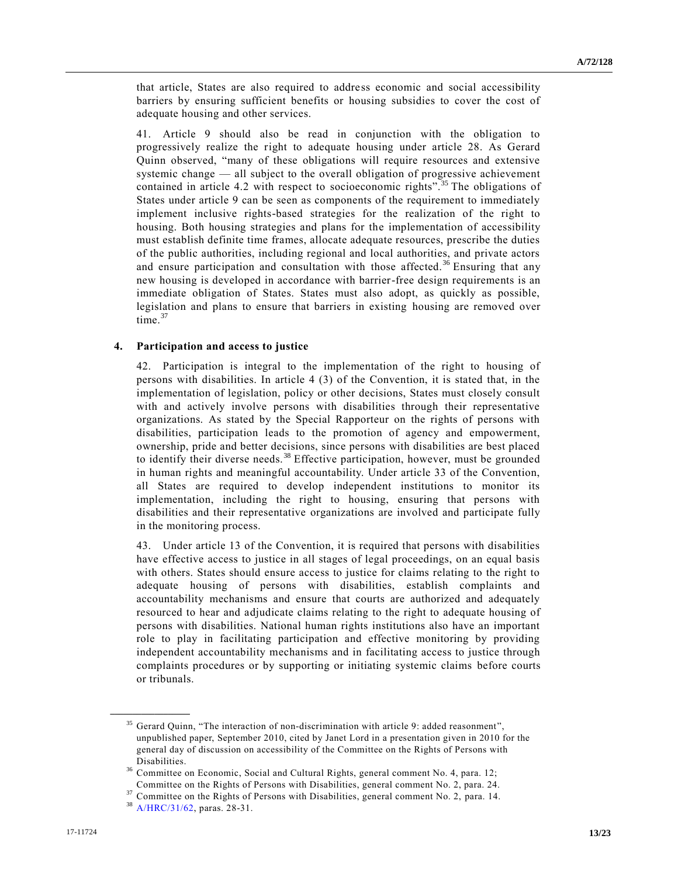that article, States are also required to address economic and social accessibility barriers by ensuring sufficient benefits or housing subsidies to cover the cost of adequate housing and other services.

41. Article 9 should also be read in conjunction with the obligation to progressively realize the right to adequate housing under article 28. As Gerard Quinn observed, "many of these obligations will require resources and extensive systemic change — all subject to the overall obligation of progressive achievement contained in article 4.2 with respect to socioeconomic rights".[35] The obligations of States under article 9 can be seen as components of the requirement to immediately implement inclusive rights-based strategies for the realization of the right to housing. Both housing strategies and plans for the implementation of accessibility must establish definite time frames, allocate adequate resources, prescribe the duties of the public authorities, including regional and local authorities, and private actors and ensure participation and consultation with those affected.[36] Ensuring that any new housing is developed in accordance with barrier-free design requirements is an immediate obligation of States. States must also adopt, as quickly as possible, legislation and plans to ensure that barriers in existing housing are removed over time.[37]

### 4. Participation and access to justice

42. Participation is integral to the implementation of the right to housing of persons with disabilities. In article 4 (3) of the Convention, it is stated that, in the implementation of legislation, policy or other decisions, States must closely consult with and actively involve persons with disabilities through their representative organizations. As stated by the Special Rapporteur on the rights of persons with disabilities, participation leads to the promotion of agency and empowerment, ownership, pride and better decisions, since persons with disabilities are best placed to identify their diverse needs.[38] Effective participation, however, must be grounded in human rights and meaningful accountability. Under article 33 of the Convention, all States are required to develop independent institutions to monitor its implementation, including the right to housing, ensuring that persons with disabilities and their representative organizations are involved and participate fully in the monitoring process.

43. Under article 13 of the Convention, it is required that persons with disabilities have effective access to justice in all stages of legal proceedings, on an equal basis with others. States should ensure access to justice for claims relating to the right to adequate housing of persons with disabilities, establish complaints and accountability mechanisms and ensure that courts are authorized and adequately resourced to hear and adjudicate claims relating to the right to adequate housing of persons with disabilities. National human rights institutions also have an important role to play in facilitating participation and effective monitoring by providing independent accountability mechanisms and in facilitating access to justice through complaints procedures or by supporting or initiating systemic claims before courts or tribunals.

---

[35] Gerard Quinn, "The interaction of non-discrimination with article 9: added reasonment", unpublished paper, September 2010, cited by Janet Lord in a presentation given in 2010 for the general day of discussion on accessibility of the Committee on the Rights of Persons with Disabilities.

[36] Committee on Economic, Social and Cultural Rights, general comment No. 4, para. 12; Committee on the Rights of Persons with Disabilities, general comment No. 2, para. 24.

[37] Committee on the Rights of Persons with Disabilities, general comment No. 2, para. 14.

[38] A/HRC/31/62, paras. 28-31.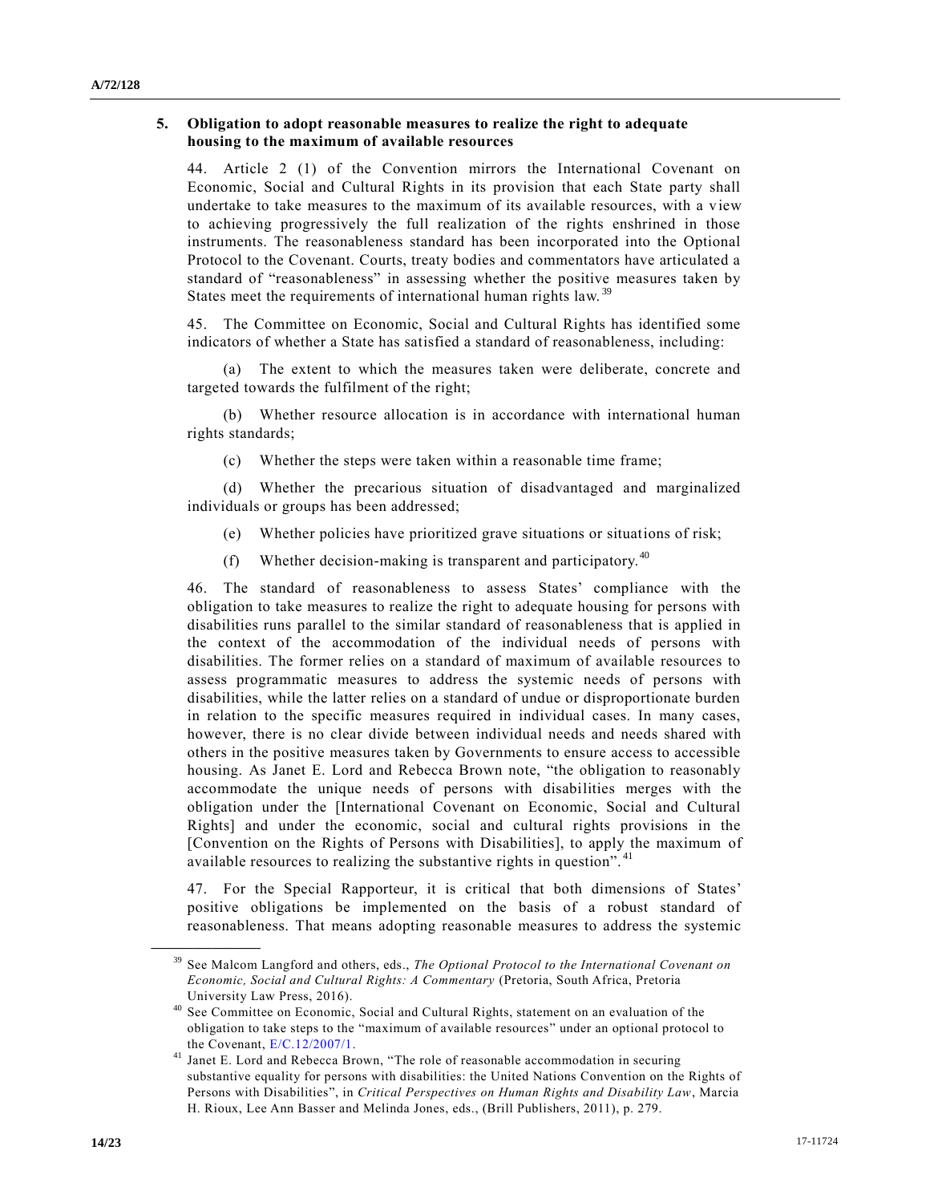### 5. Obligation to adopt reasonable measures to realize the right to adequate housing to the maximum of available resources

44. Article 2 (1) of the Convention mirrors the International Covenant on Economic, Social and Cultural Rights in its provision that each State party shall undertake to take measures to the maximum of its available resources, with a view to achieving progressively the full realization of the rights enshrined in those instruments. The reasonableness standard has been incorporated into the Optional Protocol to the Covenant. Courts, treaty bodies and commentators have articulated a standard of "reasonableness" in assessing whether the positive measures taken by States meet the requirements of international human rights law.[39]

45. The Committee on Economic, Social and Cultural Rights has identified some indicators of whether a State has satisfied a standard of reasonableness, including:

(a) The extent to which the measures taken were deliberate, concrete and targeted towards the fulfilment of the right;

(b) Whether resource allocation is in accordance with international human rights standards;

(c) Whether the steps were taken within a reasonable time frame;

(d) Whether the precarious situation of disadvantaged and marginalized individuals or groups has been addressed;

(e) Whether policies have prioritized grave situations or situations of risk;

(f) Whether decision-making is transparent and participatory.[40]

46. The standard of reasonableness to assess States' compliance with the obligation to take measures to realize the right to adequate housing for persons with disabilities runs parallel to the similar standard of reasonableness that is applied in the context of the accommodation of the individual needs of persons with disabilities. The former relies on a standard of maximum of available resources to assess programmatic measures to address the systemic needs of persons with disabilities, while the latter relies on a standard of undue or disproportionate burden in relation to the specific measures required in individual cases. In many cases, however, there is no clear divide between individual needs and needs shared with others in the positive measures taken by Governments to ensure access to accessible housing. As Janet E. Lord and Rebecca Brown note, "the obligation to reasonably accommodate the unique needs of persons with disabilities merges with the obligation under the [International Covenant on Economic, Social and Cultural Rights] and under the economic, social and cultural rights provisions in the [Convention on the Rights of Persons with Disabilities], to apply the maximum of available resources to realizing the substantive rights in question".[41]

47. For the Special Rapporteur, it is critical that both dimensions of States' positive obligations be implemented on the basis of a robust standard of reasonableness. That means adopting reasonable measures to address the systemic

---

[39] See Malcom Langford and others, eds., *The Optional Protocol to the International Covenant on Economic, Social and Cultural Rights: A Commentary* (Pretoria, South Africa, Pretoria University Law Press, 2016).

[40] See Committee on Economic, Social and Cultural Rights, statement on an evaluation of the obligation to take steps to the "maximum of available resources" under an optional protocol to the Covenant, E/C.12/2007/1.

[41] Janet E. Lord and Rebecca Brown, "The role of reasonable accommodation in securing substantive equality for persons with disabilities: the United Nations Convention on the Rights of Persons with Disabilities", in *Critical Perspectives on Human Rights and Disability Law*, Marcia H. Rioux, Lee Ann Basser and Melinda Jones, eds., (Brill Publishers, 2011), p. 279.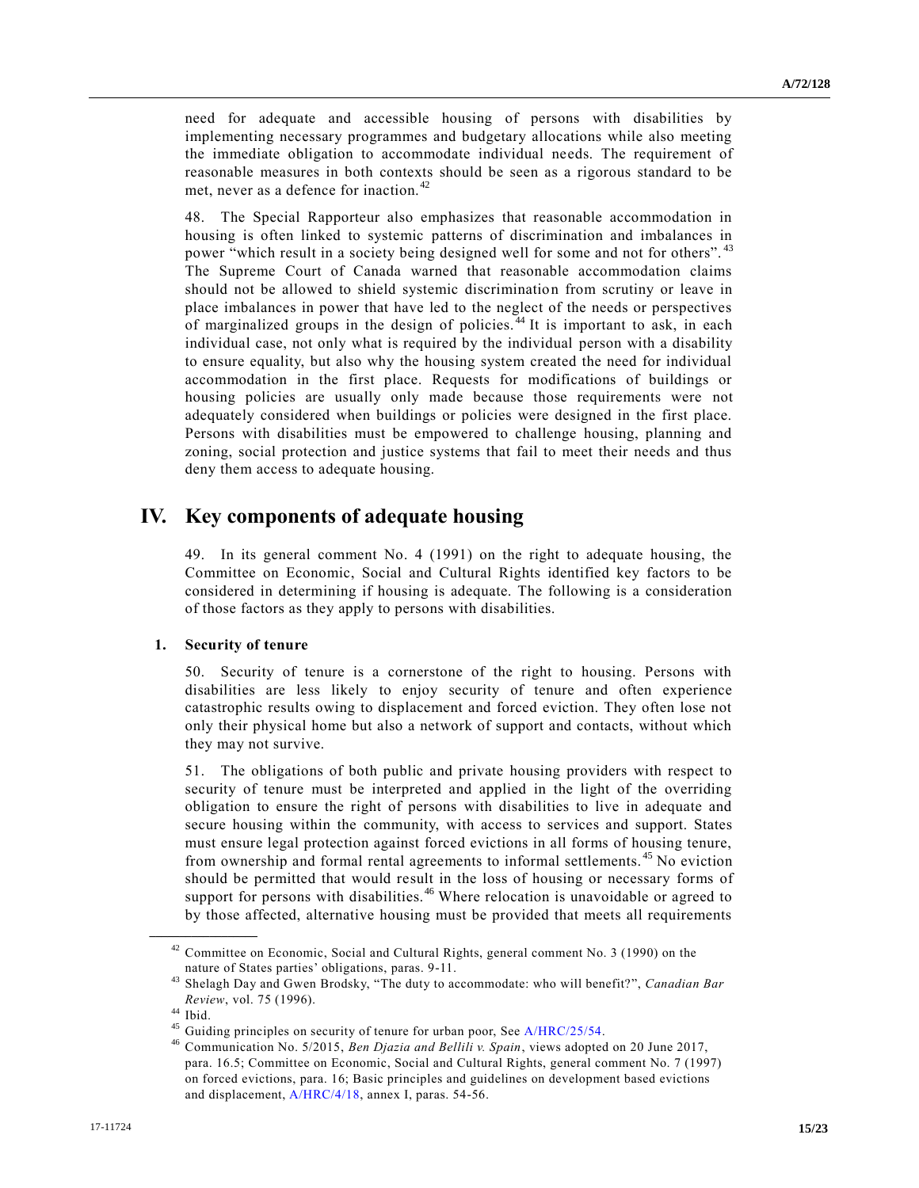need for adequate and accessible housing of persons with disabilities by implementing necessary programmes and budgetary allocations while also meeting the immediate obligation to accommodate individual needs. The requirement of reasonable measures in both contexts should be seen as a rigorous standard to be met, never as a defence for inaction.[42]

48. The Special Rapporteur also emphasizes that reasonable accommodation in housing is often linked to systemic patterns of discrimination and imbalances in power "which result in a society being designed well for some and not for others".[43] The Supreme Court of Canada warned that reasonable accommodation claims should not be allowed to shield systemic discrimination from scrutiny or leave in place imbalances in power that have led to the neglect of the needs or perspectives of marginalized groups in the design of policies.[44] It is important to ask, in each individual case, not only what is required by the individual person with a disability to ensure equality, but also why the housing system created the need for individual accommodation in the first place. Requests for modifications of buildings or housing policies are usually only made because those requirements were not adequately considered when buildings or policies were designed in the first place. Persons with disabilities must be empowered to challenge housing, planning and zoning, social protection and justice systems that fail to meet their needs and thus deny them access to adequate housing.

# IV. Key components of adequate housing

49. In its general comment No. 4 (1991) on the right to adequate housing, the Committee on Economic, Social and Cultural Rights identified key factors to be considered in determining if housing is adequate. The following is a consideration of those factors as they apply to persons with disabilities.

## 1. Security of tenure

50. Security of tenure is a cornerstone of the right to housing. Persons with disabilities are less likely to enjoy security of tenure and often experience catastrophic results owing to displacement and forced eviction. They often lose not only their physical home but also a network of support and contacts, without which they may not survive.

51. The obligations of both public and private housing providers with respect to security of tenure must be interpreted and applied in the light of the overriding obligation to ensure the right of persons with disabilities to live in adequate and secure housing within the community, with access to services and support. States must ensure legal protection against forced evictions in all forms of housing tenure, from ownership and formal rental agreements to informal settlements.[45] No eviction should be permitted that would result in the loss of housing or necessary forms of support for persons with disabilities.[46] Where relocation is unavoidable or agreed to by those affected, alternative housing must be provided that meets all requirements

---

[42] Committee on Economic, Social and Cultural Rights, general comment No. 3 (1990) on the nature of States parties' obligations, paras. 9-11.

[43] Shelagh Day and Gwen Brodsky, "The duty to accommodate: who will benefit?", *Canadian Bar Review*, vol. 75 (1996).

[44] Ibid.

[45] Guiding principles on security of tenure for urban poor, See A/HRC/25/54.

[46] Communication No. 5/2015, *Ben Djazia and Bellili v. Spain*, views adopted on 20 June 2017, para. 16.5; Committee on Economic, Social and Cultural Rights, general comment No. 7 (1997) on forced evictions, para. 16; Basic principles and guidelines on development based evictions and displacement, A/HRC/4/18, annex I, paras. 54-56.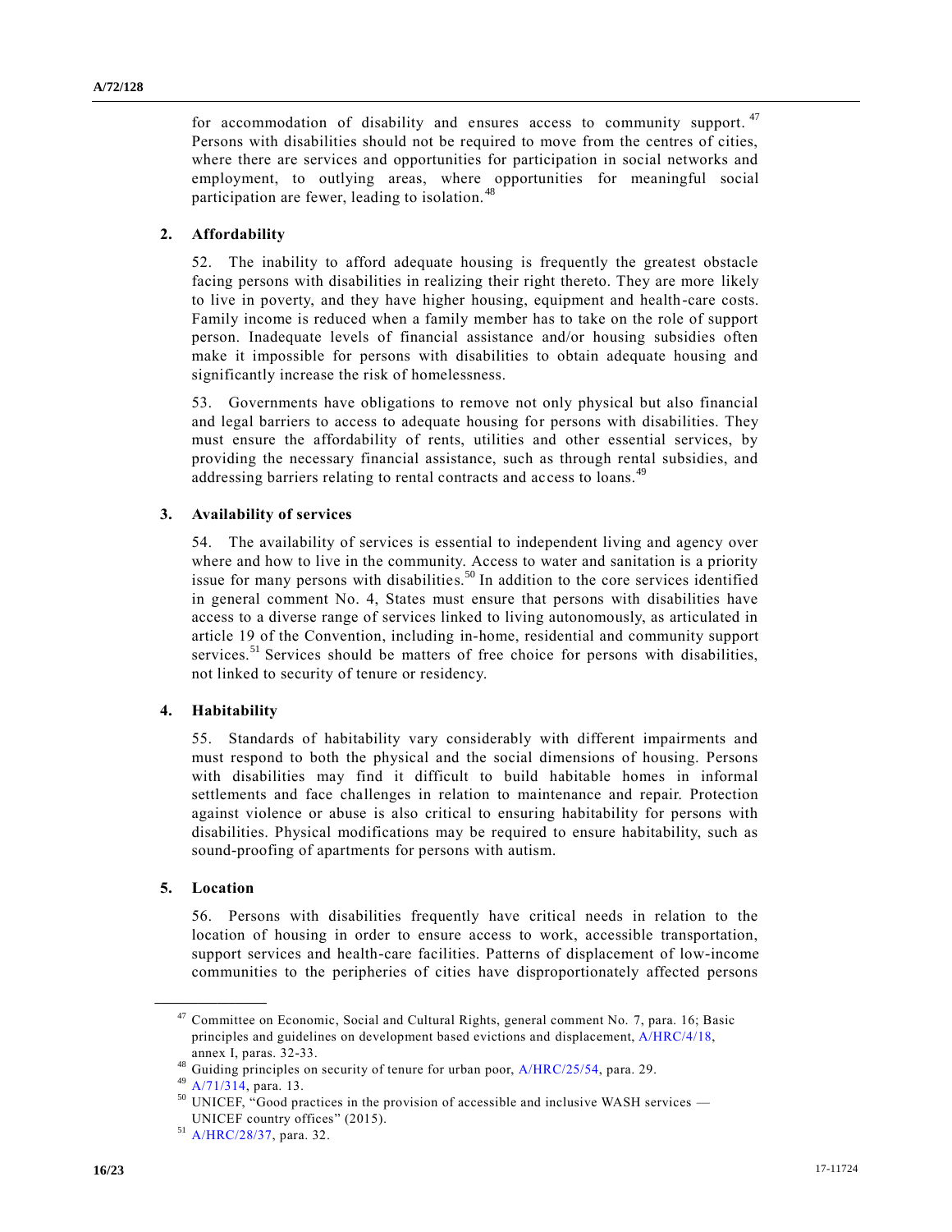for accommodation of disability and ensures access to community support.[47] Persons with disabilities should not be required to move from the centres of cities, where there are services and opportunities for participation in social networks and employment, to outlying areas, where opportunities for meaningful social participation are fewer, leading to isolation.[48]

### 2. Affordability

52. The inability to afford adequate housing is frequently the greatest obstacle facing persons with disabilities in realizing their right thereto. They are more likely to live in poverty, and they have higher housing, equipment and health-care costs. Family income is reduced when a family member has to take on the role of support person. Inadequate levels of financial assistance and/or housing subsidies often make it impossible for persons with disabilities to obtain adequate housing and significantly increase the risk of homelessness.

53. Governments have obligations to remove not only physical but also financial and legal barriers to access to adequate housing for persons with disabilities. They must ensure the affordability of rents, utilities and other essential services, by providing the necessary financial assistance, such as through rental subsidies, and addressing barriers relating to rental contracts and access to loans.[49]

### 3. Availability of services

54. The availability of services is essential to independent living and agency over where and how to live in the community. Access to water and sanitation is a priority issue for many persons with disabilities.[50] In addition to the core services identified in general comment No. 4, States must ensure that persons with disabilities have access to a diverse range of services linked to living autonomously, as articulated in article 19 of the Convention, including in-home, residential and community support services.[51] Services should be matters of free choice for persons with disabilities, not linked to security of tenure or residency.

### 4. Habitability

55. Standards of habitability vary considerably with different impairments and must respond to both the physical and the social dimensions of housing. Persons with disabilities may find it difficult to build habitable homes in informal settlements and face challenges in relation to maintenance and repair. Protection against violence or abuse is also critical to ensuring habitability for persons with disabilities. Physical modifications may be required to ensure habitability, such as sound-proofing of apartments for persons with autism.

### 5. Location

56. Persons with disabilities frequently have critical needs in relation to the location of housing in order to ensure access to work, accessible transportation, support services and health-care facilities. Patterns of displacement of low-income communities to the peripheries of cities have disproportionately affected persons

---

[47] Committee on Economic, Social and Cultural Rights, general comment No. 7, para. 16; Basic principles and guidelines on development based evictions and displacement, A/HRC/4/18, annex I, paras. 32-33.

[48] Guiding principles on security of tenure for urban poor, A/HRC/25/54, para. 29.

[49] A/71/314, para. 13.

[50] UNICEF, "Good practices in the provision of accessible and inclusive WASH services — UNICEF country offices" (2015).

[51] A/HRC/28/37, para. 32.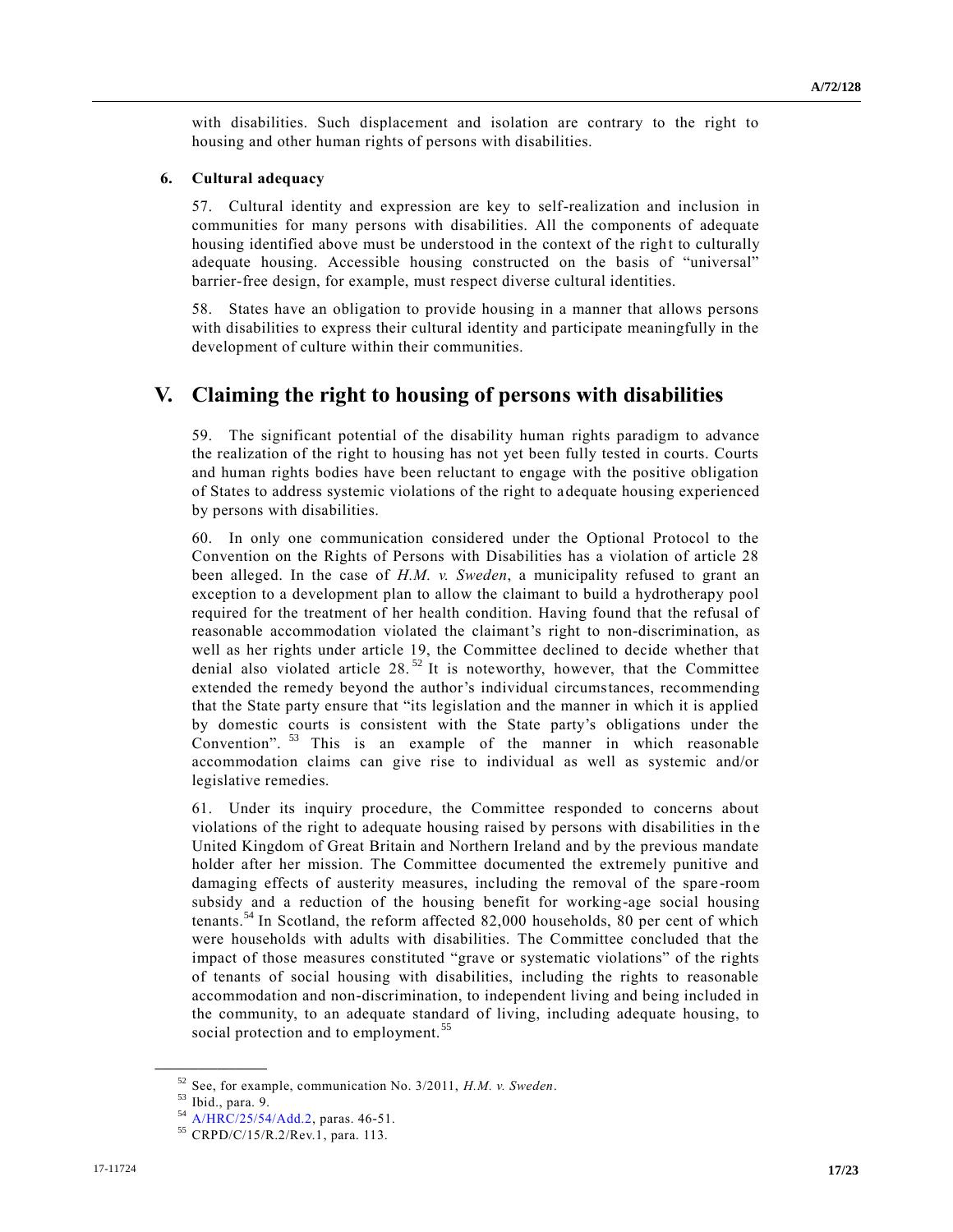with disabilities. Such displacement and isolation are contrary to the right to housing and other human rights of persons with disabilities.

### 6. Cultural adequacy

57. Cultural identity and expression are key to self-realization and inclusion in communities for many persons with disabilities. All the components of adequate housing identified above must be understood in the context of the right to culturally adequate housing. Accessible housing constructed on the basis of "universal" barrier-free design, for example, must respect diverse cultural identities.

58. States have an obligation to provide housing in a manner that allows persons with disabilities to express their cultural identity and participate meaningfully in the development of culture within their communities.

## V. Claiming the right to housing of persons with disabilities

59. The significant potential of the disability human rights paradigm to advance the realization of the right to housing has not yet been fully tested in courts. Courts and human rights bodies have been reluctant to engage with the positive obligation of States to address systemic violations of the right to adequate housing experienced by persons with disabilities.

60. In only one communication considered under the Optional Protocol to the Convention on the Rights of Persons with Disabilities has a violation of article 28 been alleged. In the case of *H.M. v. Sweden*, a municipality refused to grant an exception to a development plan to allow the claimant to build a hydrotherapy pool required for the treatment of her health condition. Having found that the refusal of reasonable accommodation violated the claimant's right to non-discrimination, as well as her rights under article 19, the Committee declined to decide whether that denial also violated article 28.[52] It is noteworthy, however, that the Committee extended the remedy beyond the author's individual circumstances, recommending that the State party ensure that "its legislation and the manner in which it is applied by domestic courts is consistent with the State party's obligations under the Convention".[53] This is an example of the manner in which reasonable accommodation claims can give rise to individual as well as systemic and/or legislative remedies.

61. Under its inquiry procedure, the Committee responded to concerns about violations of the right to adequate housing raised by persons with disabilities in the United Kingdom of Great Britain and Northern Ireland and by the previous mandate holder after her mission. The Committee documented the extremely punitive and damaging effects of austerity measures, including the removal of the spare-room subsidy and a reduction of the housing benefit for working-age social housing tenants.[54] In Scotland, the reform affected 82,000 households, 80 per cent of which were households with adults with disabilities. The Committee concluded that the impact of those measures constituted "grave or systematic violations" of the rights of tenants of social housing with disabilities, including the rights to reasonable accommodation and non-discrimination, to independent living and being included in the community, to an adequate standard of living, including adequate housing, to social protection and to employment.[55]

---

[52] See, for example, communication No. 3/2011, *H.M. v. Sweden*.

[53] Ibid., para. 9.

[54] A/HRC/25/54/Add.2, paras. 46-51.

[55] CRPD/C/15/R.2/Rev.1, para. 113.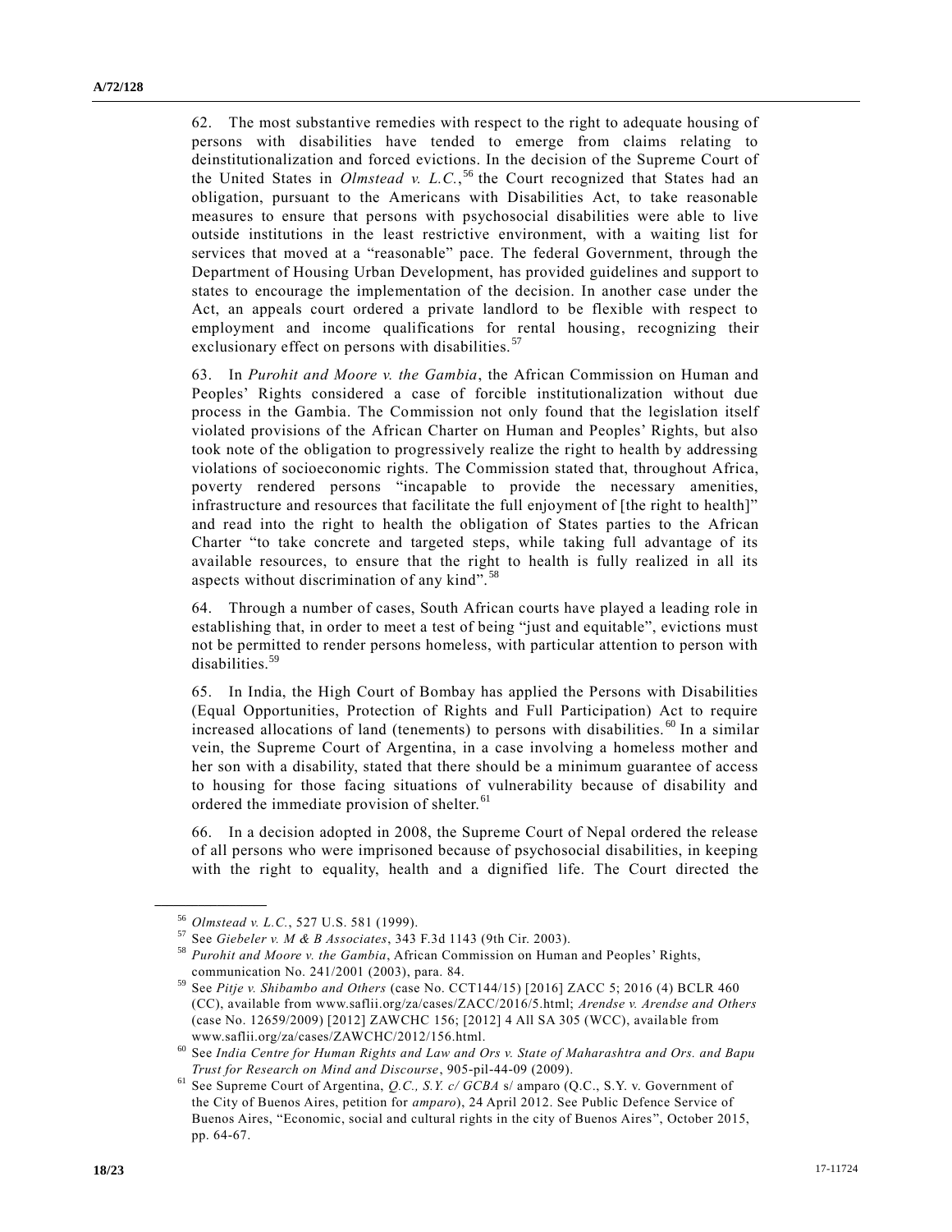62. The most substantive remedies with respect to the right to adequate housing of persons with disabilities have tended to emerge from claims relating to deinstitutionalization and forced evictions. In the decision of the Supreme Court of the United States in *Olmstead v. L.C.*,[56] the Court recognized that States had an obligation, pursuant to the Americans with Disabilities Act, to take reasonable measures to ensure that persons with psychosocial disabilities were able to live outside institutions in the least restrictive environment, with a waiting list for services that moved at a "reasonable" pace. The federal Government, through the Department of Housing Urban Development, has provided guidelines and support to states to encourage the implementation of the decision. In another case under the Act, an appeals court ordered a private landlord to be flexible with respect to employment and income qualifications for rental housing, recognizing their exclusionary effect on persons with disabilities.[57]

63. In *Purohit and Moore v. the Gambia*, the African Commission on Human and Peoples' Rights considered a case of forcible institutionalization without due process in the Gambia. The Commission not only found that the legislation itself violated provisions of the African Charter on Human and Peoples' Rights, but also took note of the obligation to progressively realize the right to health by addressing violations of socioeconomic rights. The Commission stated that, throughout Africa, poverty rendered persons "incapable to provide the necessary amenities, infrastructure and resources that facilitate the full enjoyment of [the right to health]" and read into the right to health the obligation of States parties to the African Charter "to take concrete and targeted steps, while taking full advantage of its available resources, to ensure that the right to health is fully realized in all its aspects without discrimination of any kind".[58]

64. Through a number of cases, South African courts have played a leading role in establishing that, in order to meet a test of being "just and equitable", evictions must not be permitted to render persons homeless, with particular attention to person with disabilities.[59]

65. In India, the High Court of Bombay has applied the Persons with Disabilities (Equal Opportunities, Protection of Rights and Full Participation) Act to require increased allocations of land (tenements) to persons with disabilities.[60] In a similar vein, the Supreme Court of Argentina, in a case involving a homeless mother and her son with a disability, stated that there should be a minimum guarantee of access to housing for those facing situations of vulnerability because of disability and ordered the immediate provision of shelter.[61]

66. In a decision adopted in 2008, the Supreme Court of Nepal ordered the release of all persons who were imprisoned because of psychosocial disabilities, in keeping with the right to equality, health and a dignified life. The Court directed the

---

[56] *Olmstead v. L.C.*, 527 U.S. 581 (1999).

[57] See *Giebeler v. M & B Associates*, 343 F.3d 1143 (9th Cir. 2003).

[58] *Purohit and Moore v. the Gambia*, African Commission on Human and Peoples' Rights, communication No. 241/2001 (2003), para. 84.

[59] See *Pitje v. Shibambo and Others* (case No. CCT144/15) [2016] ZACC 5; 2016 (4) BCLR 460 (CC), available from www.saflii.org/za/cases/ZACC/2016/5.html; *Arendse v. Arendse and Others* (case No. 12659/2009) [2012] ZAWCHC 156; [2012] 4 All SA 305 (WCC), available from www.saflii.org/za/cases/ZAWCHC/2012/156.html.

[60] See *India Centre for Human Rights and Law and Ors v. State of Maharashtra and Ors. and Bapu Trust for Research on Mind and Discourse*, 905-pil-44-09 (2009).

[61] See Supreme Court of Argentina, *Q.C., S.Y. c/ GCBA* s/ amparo (Q.C., S.Y. v. Government of the City of Buenos Aires, petition for *amparo*), 24 April 2012. See Public Defence Service of Buenos Aires, "Economic, social and cultural rights in the city of Buenos Aires", October 2015, pp. 64-67.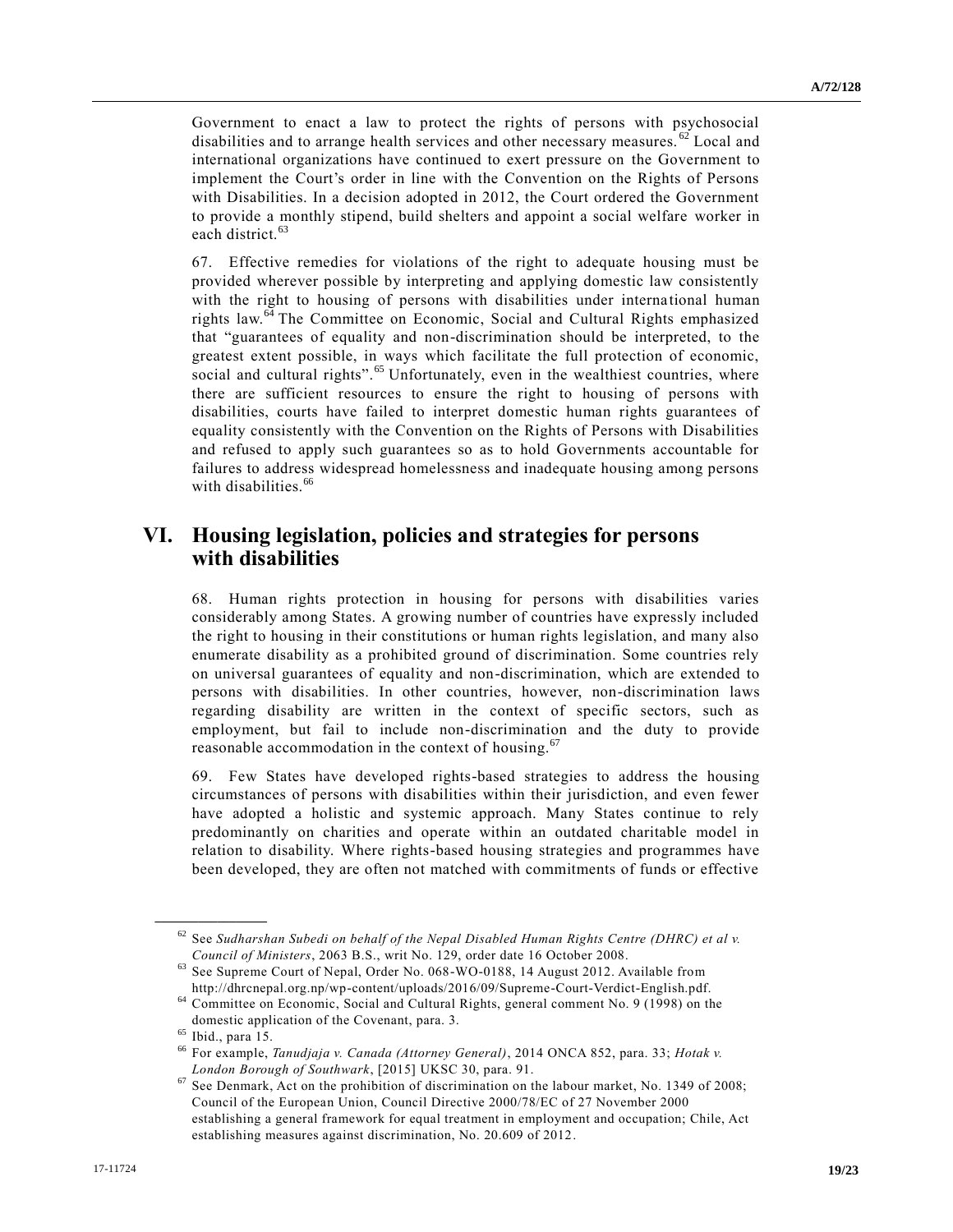Government to enact a law to protect the rights of persons with psychosocial disabilities and to arrange health services and other necessary measures.[62] Local and international organizations have continued to exert pressure on the Government to implement the Court's order in line with the Convention on the Rights of Persons with Disabilities. In a decision adopted in 2012, the Court ordered the Government to provide a monthly stipend, build shelters and appoint a social welfare worker in each district.[63]

67. Effective remedies for violations of the right to adequate housing must be provided wherever possible by interpreting and applying domestic law consistently with the right to housing of persons with disabilities under international human rights law.[64] The Committee on Economic, Social and Cultural Rights emphasized that "guarantees of equality and non-discrimination should be interpreted, to the greatest extent possible, in ways which facilitate the full protection of economic, social and cultural rights".[65] Unfortunately, even in the wealthiest countries, where there are sufficient resources to ensure the right to housing of persons with disabilities, courts have failed to interpret domestic human rights guarantees of equality consistently with the Convention on the Rights of Persons with Disabilities and refused to apply such guarantees so as to hold Governments accountable for failures to address widespread homelessness and inadequate housing among persons with disabilities.[66]

## VI. Housing legislation, policies and strategies for persons with disabilities

68. Human rights protection in housing for persons with disabilities varies considerably among States. A growing number of countries have expressly included the right to housing in their constitutions or human rights legislation, and many also enumerate disability as a prohibited ground of discrimination. Some countries rely on universal guarantees of equality and non-discrimination, which are extended to persons with disabilities. In other countries, however, non-discrimination laws regarding disability are written in the context of specific sectors, such as employment, but fail to include non-discrimination and the duty to provide reasonable accommodation in the context of housing.[67]

69. Few States have developed rights-based strategies to address the housing circumstances of persons with disabilities within their jurisdiction, and even fewer have adopted a holistic and systemic approach. Many States continue to rely predominantly on charities and operate within an outdated charitable model in relation to disability. Where rights-based housing strategies and programmes have been developed, they are often not matched with commitments of funds or effective

---

[62] See *Sudharshan Subedi on behalf of the Nepal Disabled Human Rights Centre (DHRC) et al v. Council of Ministers*, 2063 B.S., writ No. 129, order date 16 October 2008.

[63] See Supreme Court of Nepal, Order No. 068-WO-0188, 14 August 2012. Available from http://dhrcnepal.org.np/wp-content/uploads/2016/09/Supreme-Court-Verdict-English.pdf.

[64] Committee on Economic, Social and Cultural Rights, general comment No. 9 (1998) on the domestic application of the Covenant, para. 3.

[65] Ibid., para 15.

[66] For example, *Tanudjaja v. Canada (Attorney General)*, 2014 ONCA 852, para. 33; *Hotak v. London Borough of Southwark*, [2015] UKSC 30, para. 91.

[67] See Denmark, Act on the prohibition of discrimination on the labour market, No. 1349 of 2008; Council of the European Union, Council Directive 2000/78/EC of 27 November 2000 establishing a general framework for equal treatment in employment and occupation; Chile, Act establishing measures against discrimination, No. 20.609 of 2012.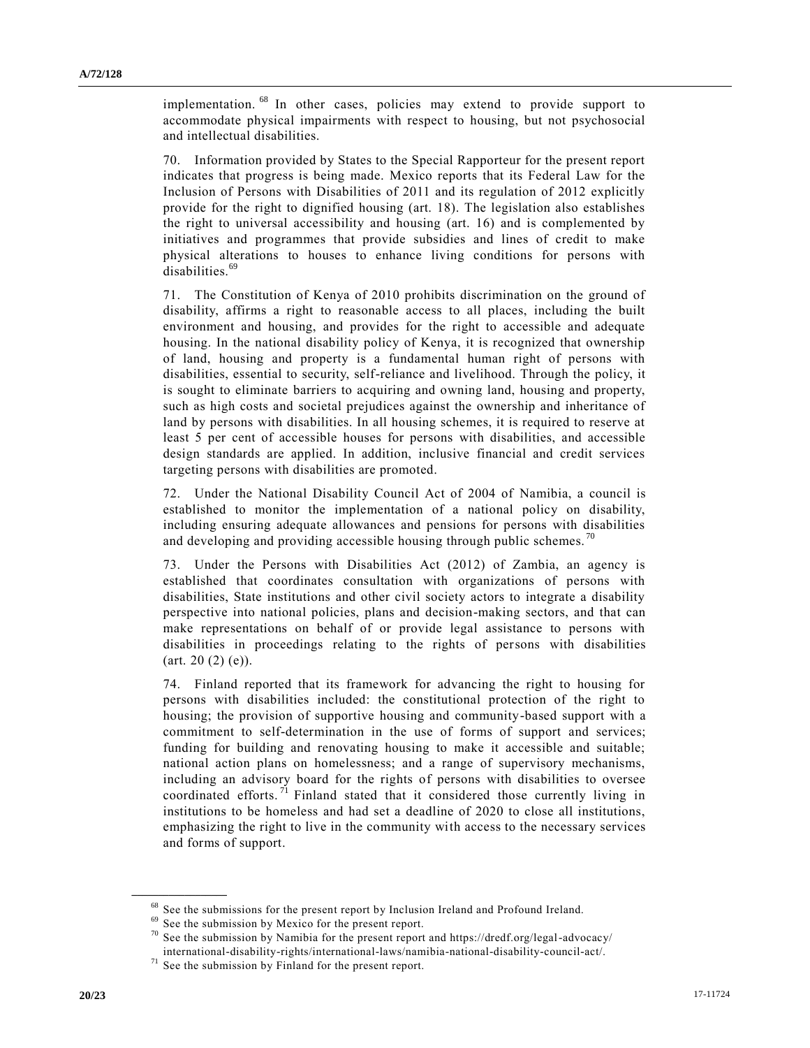implementation.[68] In other cases, policies may extend to provide support to accommodate physical impairments with respect to housing, but not psychosocial and intellectual disabilities.

70. Information provided by States to the Special Rapporteur for the present report indicates that progress is being made. Mexico reports that its Federal Law for the Inclusion of Persons with Disabilities of 2011 and its regulation of 2012 explicitly provide for the right to dignified housing (art. 18). The legislation also establishes the right to universal accessibility and housing (art. 16) and is complemented by initiatives and programmes that provide subsidies and lines of credit to make physical alterations to houses to enhance living conditions for persons with disabilities.[69]

71. The Constitution of Kenya of 2010 prohibits discrimination on the ground of disability, affirms a right to reasonable access to all places, including the built environment and housing, and provides for the right to accessible and adequate housing. In the national disability policy of Kenya, it is recognized that ownership of land, housing and property is a fundamental human right of persons with disabilities, essential to security, self-reliance and livelihood. Through the policy, it is sought to eliminate barriers to acquiring and owning land, housing and property, such as high costs and societal prejudices against the ownership and inheritance of land by persons with disabilities. In all housing schemes, it is required to reserve at least 5 per cent of accessible houses for persons with disabilities, and accessible design standards are applied. In addition, inclusive financial and credit services targeting persons with disabilities are promoted.

72. Under the National Disability Council Act of 2004 of Namibia, a council is established to monitor the implementation of a national policy on disability, including ensuring adequate allowances and pensions for persons with disabilities and developing and providing accessible housing through public schemes.[70]

73. Under the Persons with Disabilities Act (2012) of Zambia, an agency is established that coordinates consultation with organizations of persons with disabilities, State institutions and other civil society actors to integrate a disability perspective into national policies, plans and decision-making sectors, and that can make representations on behalf of or provide legal assistance to persons with disabilities in proceedings relating to the rights of persons with disabilities (art. 20 (2) (e)).

74. Finland reported that its framework for advancing the right to housing for persons with disabilities included: the constitutional protection of the right to housing; the provision of supportive housing and community-based support with a commitment to self-determination in the use of forms of support and services; funding for building and renovating housing to make it accessible and suitable; national action plans on homelessness; and a range of supervisory mechanisms, including an advisory board for the rights of persons with disabilities to oversee coordinated efforts.[71] Finland stated that it considered those currently living in institutions to be homeless and had set a deadline of 2020 to close all institutions, emphasizing the right to live in the community with access to the necessary services and forms of support.

---

[68] See the submissions for the present report by Inclusion Ireland and Profound Ireland.

[69] See the submission by Mexico for the present report.

[70] See the submission by Namibia for the present report and https://dredf.org/legal-advocacy/international-disability-rights/international-laws/namibia-national-disability-council-act/.

[71] See the submission by Finland for the present report.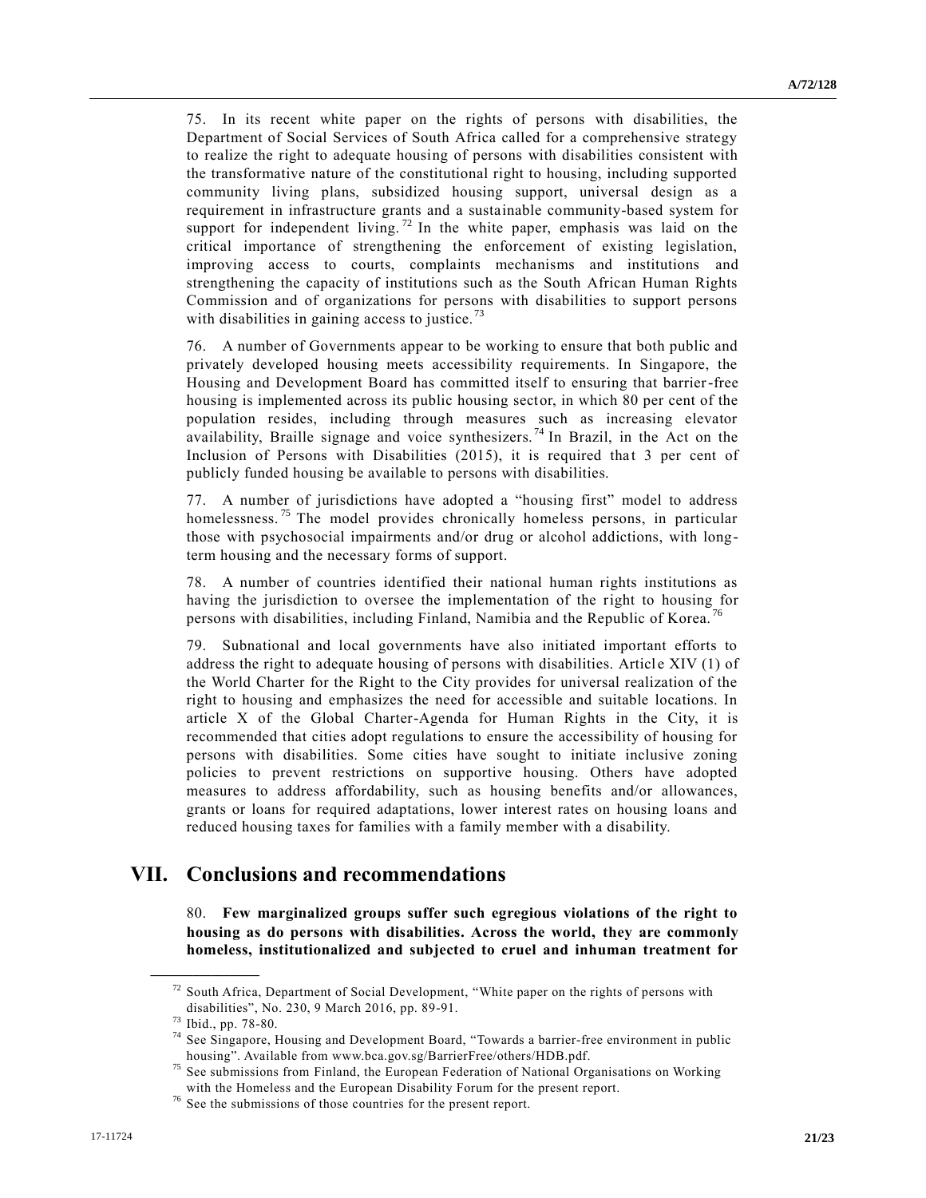75. In its recent white paper on the rights of persons with disabilities, the Department of Social Services of South Africa called for a comprehensive strategy to realize the right to adequate housing of persons with disabilities consistent with the transformative nature of the constitutional right to housing, including supported community living plans, subsidized housing support, universal design as a requirement in infrastructure grants and a sustainable community-based system for support for independent living.[72] In the white paper, emphasis was laid on the critical importance of strengthening the enforcement of existing legislation, improving access to courts, complaints mechanisms and institutions and strengthening the capacity of institutions such as the South African Human Rights Commission and of organizations for persons with disabilities to support persons with disabilities in gaining access to justice.[73]

76. A number of Governments appear to be working to ensure that both public and privately developed housing meets accessibility requirements. In Singapore, the Housing and Development Board has committed itself to ensuring that barrier-free housing is implemented across its public housing sector, in which 80 per cent of the population resides, including through measures such as increasing elevator availability, Braille signage and voice synthesizers.[74] In Brazil, in the Act on the Inclusion of Persons with Disabilities (2015), it is required that 3 per cent of publicly funded housing be available to persons with disabilities.

77. A number of jurisdictions have adopted a "housing first" model to address homelessness.[75] The model provides chronically homeless persons, in particular those with psychosocial impairments and/or drug or alcohol addictions, with long-term housing and the necessary forms of support.

78. A number of countries identified their national human rights institutions as having the jurisdiction to oversee the implementation of the right to housing for persons with disabilities, including Finland, Namibia and the Republic of Korea.[76]

79. Subnational and local governments have also initiated important efforts to address the right to adequate housing of persons with disabilities. Article XIV (1) of the World Charter for the Right to the City provides for universal realization of the right to housing and emphasizes the need for accessible and suitable locations. In article X of the Global Charter-Agenda for Human Rights in the City, it is recommended that cities adopt regulations to ensure the accessibility of housing for persons with disabilities. Some cities have sought to initiate inclusive zoning policies to prevent restrictions on supportive housing. Others have adopted measures to address affordability, such as housing benefits and/or allowances, grants or loans for required adaptations, lower interest rates on housing loans and reduced housing taxes for families with a family member with a disability.

# VII. Conclusions and recommendations

80. **Few marginalized groups suffer such egregious violations of the right to housing as do persons with disabilities. Across the world, they are commonly homeless, institutionalized and subjected to cruel and inhuman treatment for**

---

[72] South Africa, Department of Social Development, "White paper on the rights of persons with disabilities", No. 230, 9 March 2016, pp. 89-91.

[73] Ibid., pp. 78-80.

[74] See Singapore, Housing and Development Board, "Towards a barrier-free environment in public housing". Available from www.bca.gov.sg/BarrierFree/others/HDB.pdf.

[75] See submissions from Finland, the European Federation of National Organisations on Working with the Homeless and the European Disability Forum for the present report.

[76] See the submissions of those countries for the present report.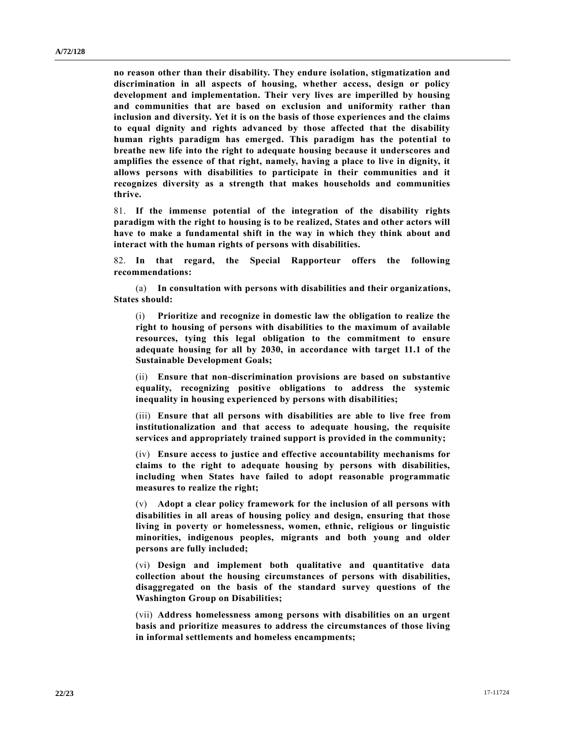**no reason other than their disability. They endure isolation, stigmatization and discrimination in all aspects of housing, whether access, design or policy development and implementation. Their very lives are imperilled by housing and communities that are based on exclusion and uniformity rather than inclusion and diversity. Yet it is on the basis of those experiences and the claims to equal dignity and rights advanced by those affected that the disability human rights paradigm has emerged. This paradigm has the potential to breathe new life into the right to adequate housing because it underscores and amplifies the essence of that right, namely, having a place to live in dignity, it allows persons with disabilities to participate in their communities and it recognizes diversity as a strength that makes households and communities thrive.**

81. **If the immense potential of the integration of the disability rights paradigm with the right to housing is to be realized, States and other actors will have to make a fundamental shift in the way in which they think about and interact with the human rights of persons with disabilities.**

82. **In that regard, the Special Rapporteur offers the following recommendations:**

(a) **In consultation with persons with disabilities and their organizations, States should:**

(i) **Prioritize and recognize in domestic law the obligation to realize the right to housing of persons with disabilities to the maximum of available resources, tying this legal obligation to the commitment to ensure adequate housing for all by 2030, in accordance with target 11.1 of the Sustainable Development Goals;**

(ii) **Ensure that non-discrimination provisions are based on substantive equality, recognizing positive obligations to address the systemic inequality in housing experienced by persons with disabilities;**

(iii) **Ensure that all persons with disabilities are able to live free from institutionalization and that access to adequate housing, the requisite services and appropriately trained support is provided in the community;**

(iv) **Ensure access to justice and effective accountability mechanisms for claims to the right to adequate housing by persons with disabilities, including when States have failed to adopt reasonable programmatic measures to realize the right;**

(v) **Adopt a clear policy framework for the inclusion of all persons with disabilities in all areas of housing policy and design, ensuring that those living in poverty or homelessness, women, ethnic, religious or linguistic minorities, indigenous peoples, migrants and both young and older persons are fully included;**

(vi) **Design and implement both qualitative and quantitative data collection about the housing circumstances of persons with disabilities, disaggregated on the basis of the standard survey questions of the Washington Group on Disabilities;**

(vii) **Address homelessness among persons with disabilities on an urgent basis and prioritize measures to address the circumstances of those living in informal settlements and homeless encampments;**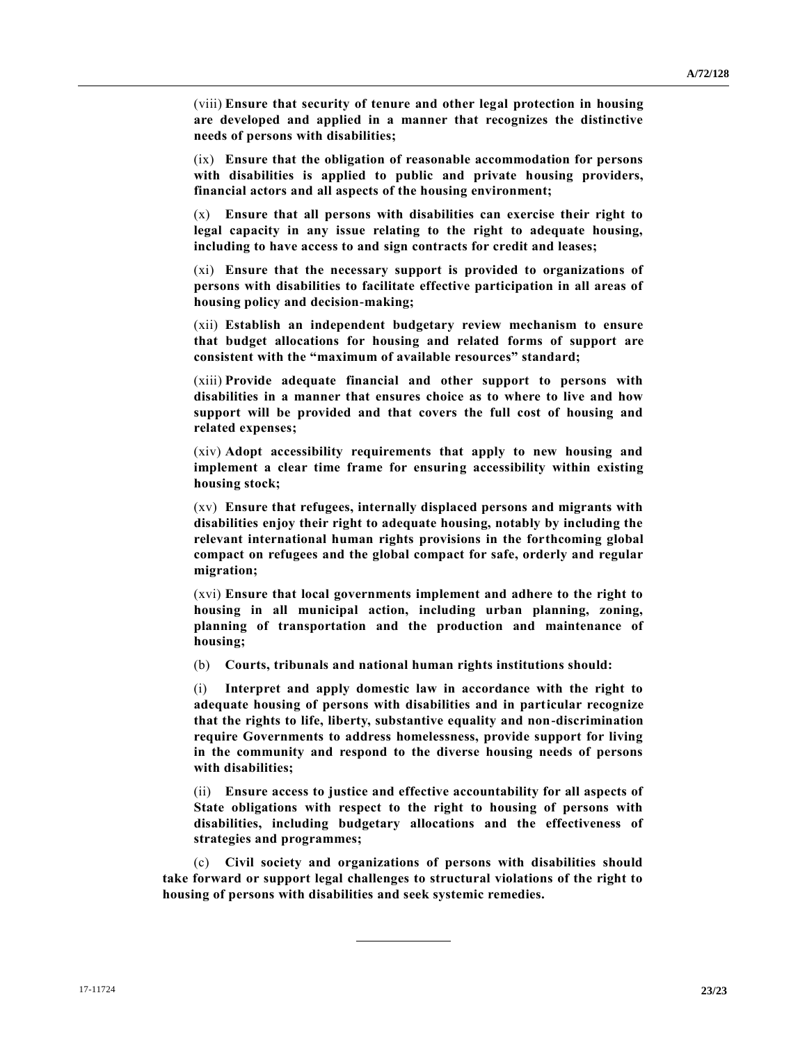(viii) **Ensure that security of tenure and other legal protection in housing are developed and applied in a manner that recognizes the distinctive needs of persons with disabilities;**

(ix) **Ensure that the obligation of reasonable accommodation for persons with disabilities is applied to public and private housing providers, financial actors and all aspects of the housing environment;**

(x) **Ensure that all persons with disabilities can exercise their right to legal capacity in any issue relating to the right to adequate housing, including to have access to and sign contracts for credit and leases;**

(xi) **Ensure that the necessary support is provided to organizations of persons with disabilities to facilitate effective participation in all areas of housing policy and decision-making;**

(xii) **Establish an independent budgetary review mechanism to ensure that budget allocations for housing and related forms of support are consistent with the "maximum of available resources" standard;**

(xiii) **Provide adequate financial and other support to persons with disabilities in a manner that ensures choice as to where to live and how support will be provided and that covers the full cost of housing and related expenses;**

(xiv) **Adopt accessibility requirements that apply to new housing and implement a clear time frame for ensuring accessibility within existing housing stock;**

(xv) **Ensure that refugees, internally displaced persons and migrants with disabilities enjoy their right to adequate housing, notably by including the relevant international human rights provisions in the forthcoming global compact on refugees and the global compact for safe, orderly and regular migration;**

(xvi) **Ensure that local governments implement and adhere to the right to housing in all municipal action, including urban planning, zoning, planning of transportation and the production and maintenance of housing;**

(b) **Courts, tribunals and national human rights institutions should:**

(i) **Interpret and apply domestic law in accordance with the right to adequate housing of persons with disabilities and in particular recognize that the rights to life, liberty, substantive equality and non-discrimination require Governments to address homelessness, provide support for living in the community and respond to the diverse housing needs of persons with disabilities;**

(ii) **Ensure access to justice and effective accountability for all aspects of State obligations with respect to the right to housing of persons with disabilities, including budgetary allocations and the effectiveness of strategies and programmes;**

(c) **Civil society and organizations of persons with disabilities should take forward or support legal challenges to structural violations of the right to housing of persons with disabilities and seek systemic remedies.**